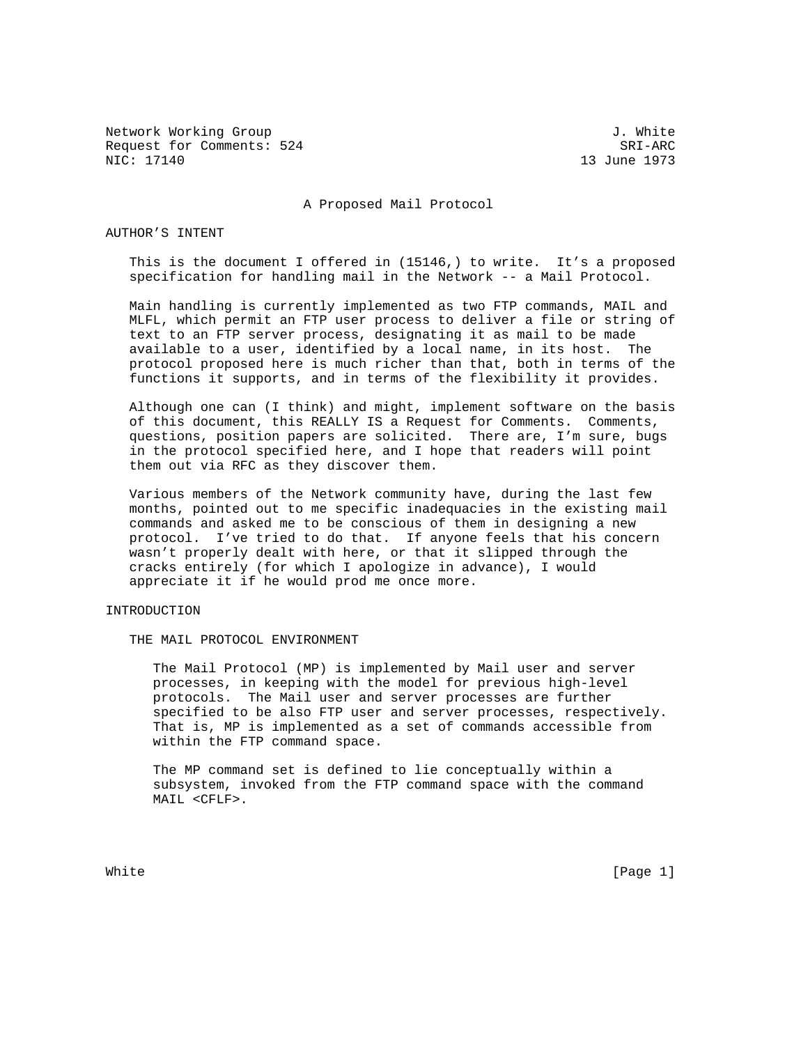Network Working Group J. White
Request for Comments: 524 SRI-ARC
NIC: 17140 13 June 1973

# A Proposed Mail Protocol

## AUTHOR'S INTENT

This is the document I offered in (15146,) to write. It's a proposed specification for handling mail in the Network -- a Mail Protocol.

Main handling is currently implemented as two FTP commands, MAIL and MLFL, which permit an FTP user process to deliver a file or string of text to an FTP server process, designating it as mail to be made available to a user, identified by a local name, in its host. The protocol proposed here is much richer than that, both in terms of the functions it supports, and in terms of the flexibility it provides.

Although one can (I think) and might, implement software on the basis of this document, this REALLY IS a Request for Comments. Comments, questions, position papers are solicited. There are, I'm sure, bugs in the protocol specified here, and I hope that readers will point them out via RFC as they discover them.

Various members of the Network community have, during the last few months, pointed out to me specific inadequacies in the existing mail commands and asked me to be conscious of them in designing a new protocol. I've tried to do that. If anyone feels that his concern wasn't properly dealt with here, or that it slipped through the cracks entirely (for which I apologize in advance), I would appreciate it if he would prod me once more.

## INTRODUCTION

### THE MAIL PROTOCOL ENVIRONMENT

The Mail Protocol (MP) is implemented by Mail user and server processes, in keeping with the model for previous high-level protocols. The Mail user and server processes are further specified to be also FTP user and server processes, respectively. That is, MP is implemented as a set of commands accessible from within the FTP command space.

The MP command set is defined to lie conceptually within a subsystem, invoked from the FTP command space with the command MAIL <CFLF>.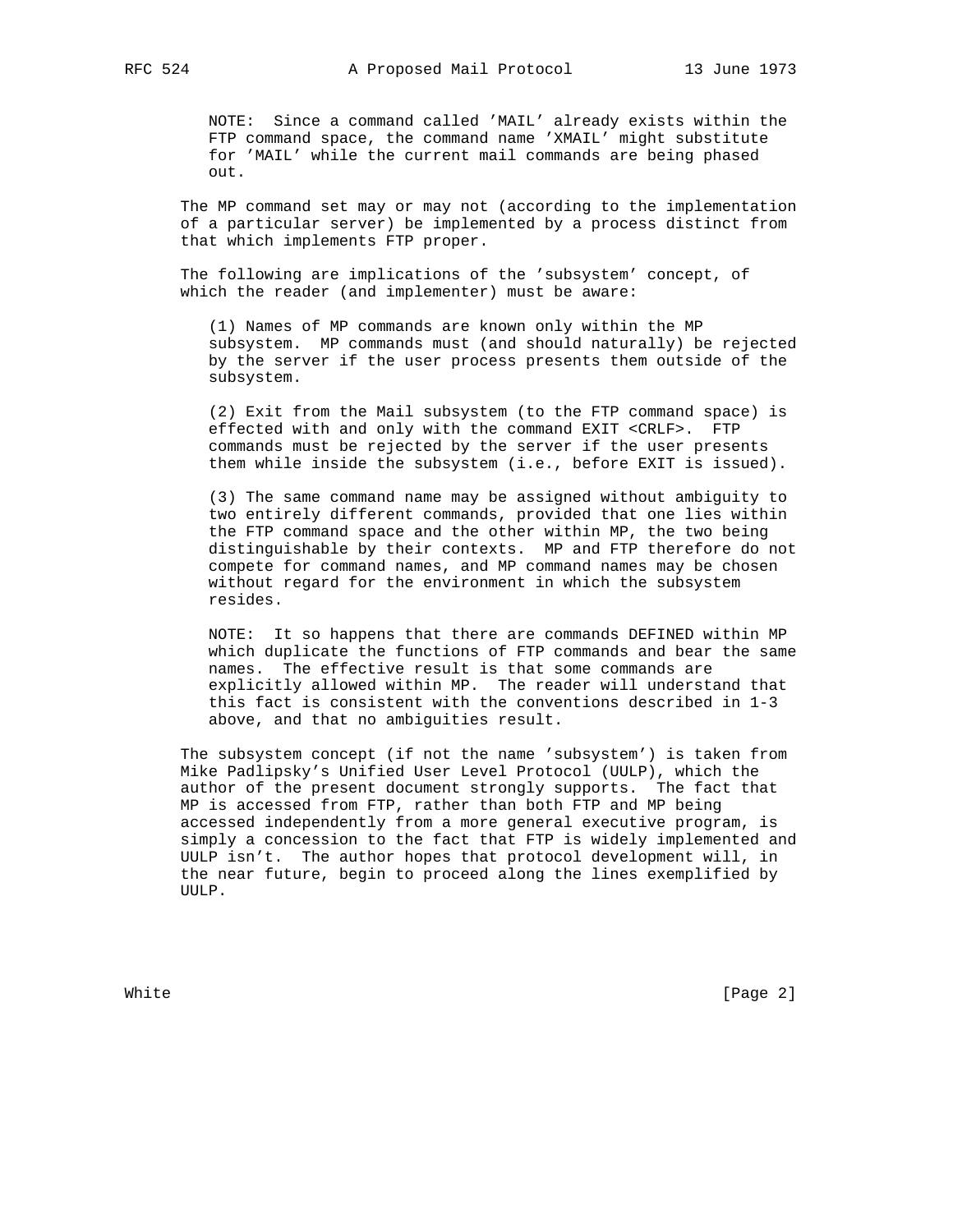NOTE: Since a command called 'MAIL' already exists within the FTP command space, the command name 'XMAIL' might substitute for 'MAIL' while the current mail commands are being phased out.

The MP command set may or may not (according to the implementation of a particular server) be implemented by a process distinct from that which implements FTP proper.

The following are implications of the 'subsystem' concept, of which the reader (and implementer) must be aware:

(1) Names of MP commands are known only within the MP subsystem. MP commands must (and should naturally) be rejected by the server if the user process presents them outside of the subsystem.

(2) Exit from the Mail subsystem (to the FTP command space) is effected with and only with the command EXIT <CRLF>. FTP commands must be rejected by the server if the user presents them while inside the subsystem (i.e., before EXIT is issued).

(3) The same command name may be assigned without ambiguity to two entirely different commands, provided that one lies within the FTP command space and the other within MP, the two being distinguishable by their contexts. MP and FTP therefore do not compete for command names, and MP command names may be chosen without regard for the environment in which the subsystem resides.

NOTE: It so happens that there are commands DEFINED within MP which duplicate the functions of FTP commands and bear the same names. The effective result is that some commands are explicitly allowed within MP. The reader will understand that this fact is consistent with the conventions described in 1-3 above, and that no ambiguities result.

The subsystem concept (if not the name 'subsystem') is taken from Mike Padlipsky's Unified User Level Protocol (UULP), which the author of the present document strongly supports. The fact that MP is accessed from FTP, rather than both FTP and MP being accessed independently from a more general executive program, is simply a concession to the fact that FTP is widely implemented and UULP isn't. The author hopes that protocol development will, in the near future, begin to proceed along the lines exemplified by UULP.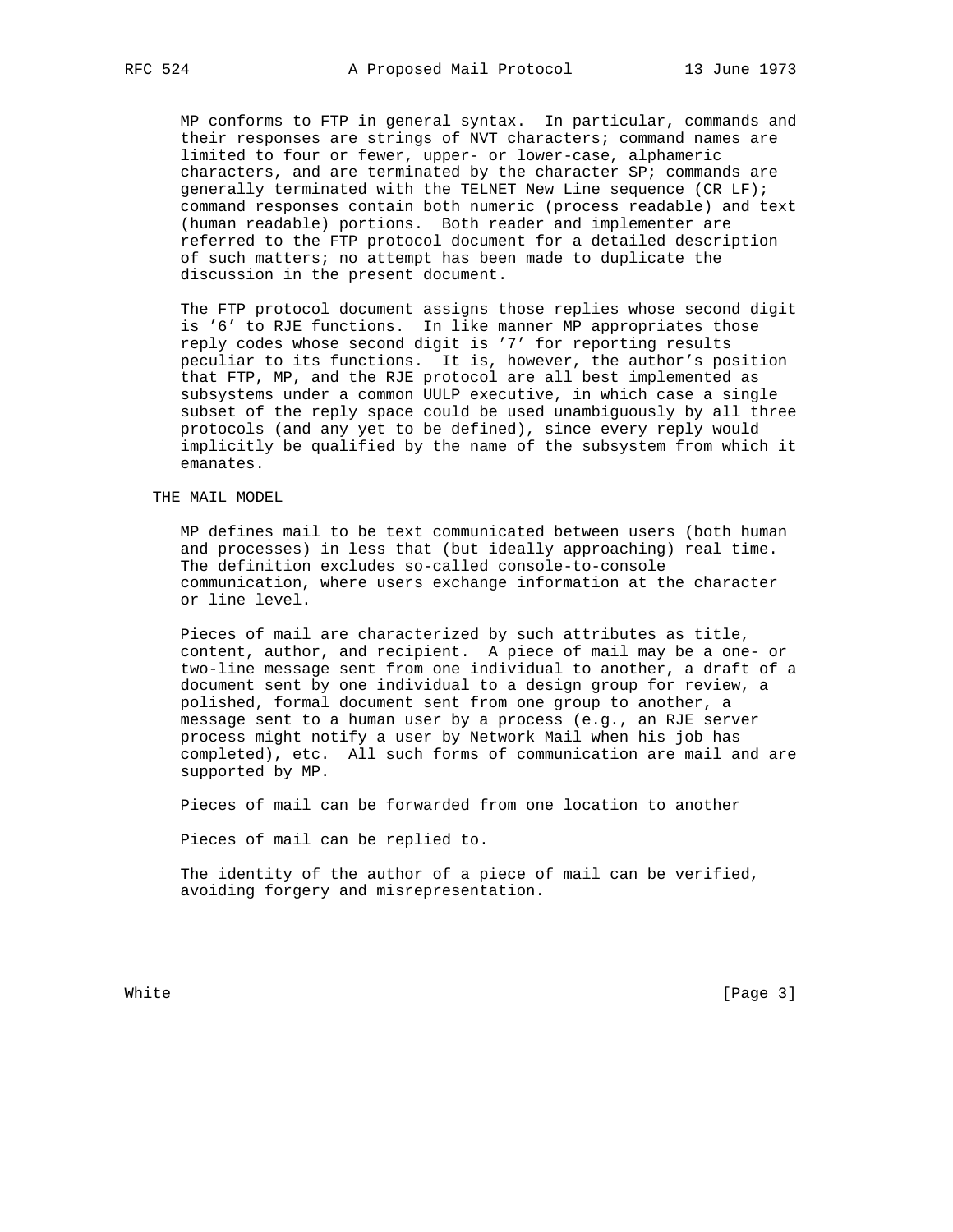MP conforms to FTP in general syntax. In particular, commands and their responses are strings of NVT characters; command names are limited to four or fewer, upper- or lower-case, alphameric characters, and are terminated by the character SP; commands are generally terminated with the TELNET New Line sequence (CR LF); command responses contain both numeric (process readable) and text (human readable) portions. Both reader and implementer are referred to the FTP protocol document for a detailed description of such matters; no attempt has been made to duplicate the discussion in the present document.

The FTP protocol document assigns those replies whose second digit is '6' to RJE functions. In like manner MP appropriates those reply codes whose second digit is '7' for reporting results peculiar to its functions. It is, however, the author's position that FTP, MP, and the RJE protocol are all best implemented as subsystems under a common UULP executive, in which case a single subset of the reply space could be used unambiguously by all three protocols (and any yet to be defined), since every reply would implicitly be qualified by the name of the subsystem from which it emanates.

## THE MAIL MODEL

MP defines mail to be text communicated between users (both human and processes) in less that (but ideally approaching) real time. The definition excludes so-called console-to-console communication, where users exchange information at the character or line level.

Pieces of mail are characterized by such attributes as title, content, author, and recipient. A piece of mail may be a one- or two-line message sent from one individual to another, a draft of a document sent by one individual to a design group for review, a polished, formal document sent from one group to another, a message sent to a human user by a process (e.g., an RJE server process might notify a user by Network Mail when his job has completed), etc. All such forms of communication are mail and are supported by MP.

Pieces of mail can be forwarded from one location to another

Pieces of mail can be replied to.

The identity of the author of a piece of mail can be verified, avoiding forgery and misrepresentation.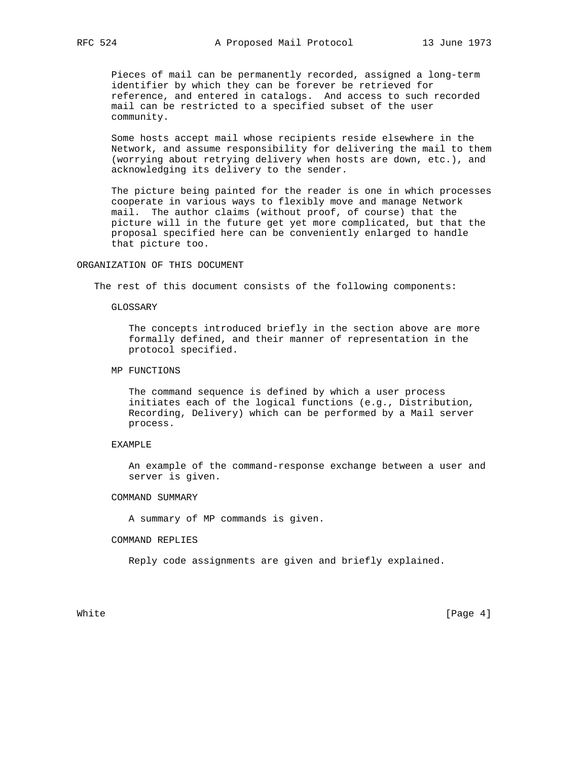Pieces of mail can be permanently recorded, assigned a long-term identifier by which they can be forever be retrieved for reference, and entered in catalogs. And access to such recorded mail can be restricted to a specified subset of the user community.

Some hosts accept mail whose recipients reside elsewhere in the Network, and assume responsibility for delivering the mail to them (worrying about retrying delivery when hosts are down, etc.), and acknowledging its delivery to the sender.

The picture being painted for the reader is one in which processes cooperate in various ways to flexibly move and manage Network mail. The author claims (without proof, of course) that the picture will in the future get yet more complicated, but that the proposal specified here can be conveniently enlarged to handle that picture too.

## ORGANIZATION OF THIS DOCUMENT

The rest of this document consists of the following components:

### GLOSSARY

The concepts introduced briefly in the section above are more formally defined, and their manner of representation in the protocol specified.

### MP FUNCTIONS

The command sequence is defined by which a user process initiates each of the logical functions (e.g., Distribution, Recording, Delivery) which can be performed by a Mail server process.

### EXAMPLE

An example of the command-response exchange between a user and server is given.

### COMMAND SUMMARY

A summary of MP commands is given.

### COMMAND REPLIES

Reply code assignments are given and briefly explained.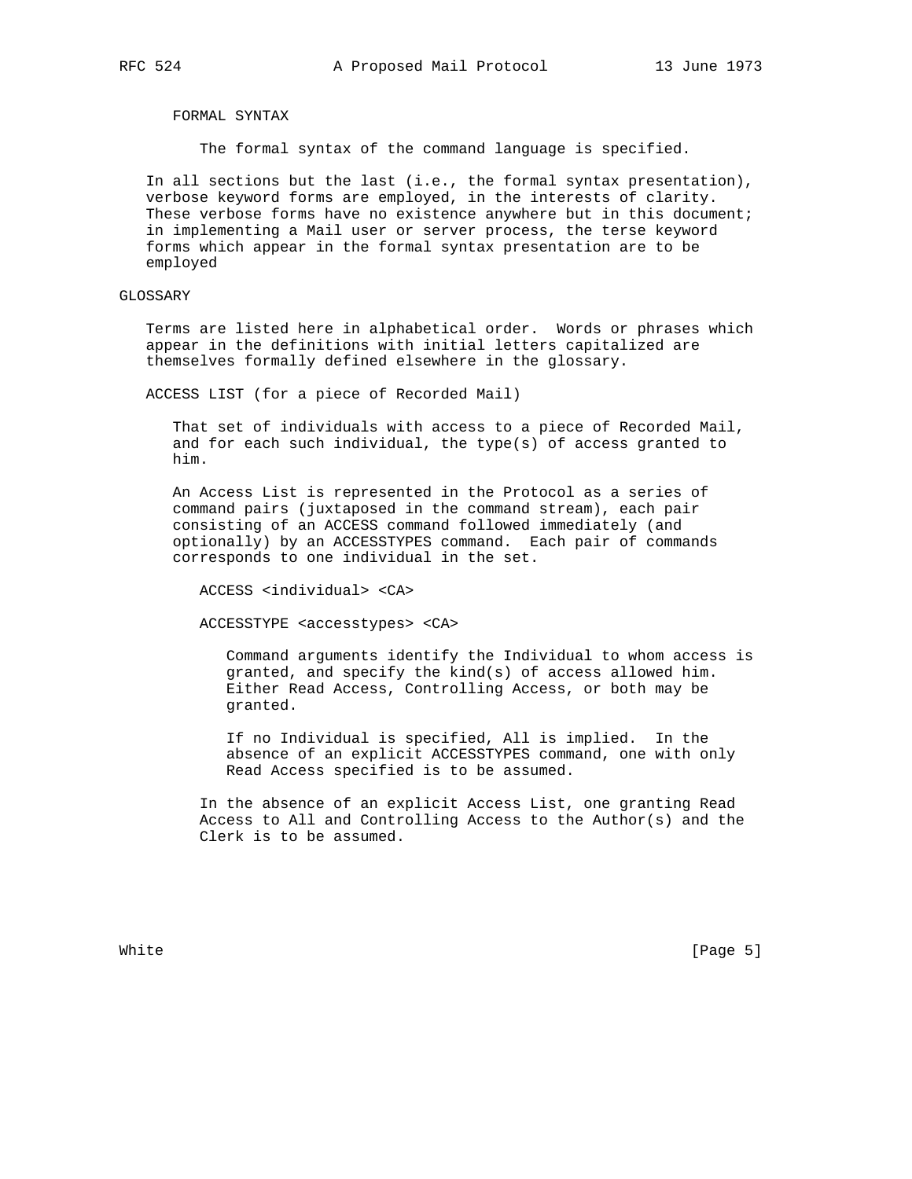FORMAL SYNTAX

The formal syntax of the command language is specified.

In all sections but the last (i.e., the formal syntax presentation), verbose keyword forms are employed, in the interests of clarity. These verbose forms have no existence anywhere but in this document; in implementing a Mail user or server process, the terse keyword forms which appear in the formal syntax presentation are to be employed

## GLOSSARY

Terms are listed here in alphabetical order. Words or phrases which appear in the definitions with initial letters capitalized are themselves formally defined elsewhere in the glossary.

### ACCESS LIST (for a piece of Recorded Mail)

That set of individuals with access to a piece of Recorded Mail, and for each such individual, the type(s) of access granted to him.

An Access List is represented in the Protocol as a series of command pairs (juxtaposed in the command stream), each pair consisting of an ACCESS command followed immediately (and optionally) by an ACCESSTYPES command. Each pair of commands corresponds to one individual in the set.

```
ACCESS <individual> <CA>

ACCESSTYPE <accesstypes> <CA>
```

Command arguments identify the Individual to whom access is granted, and specify the kind(s) of access allowed him. Either Read Access, Controlling Access, or both may be granted.

If no Individual is specified, All is implied. In the absence of an explicit ACCESSTYPES command, one with only Read Access specified is to be assumed.

In the absence of an explicit Access List, one granting Read Access to All and Controlling Access to the Author(s) and the Clerk is to be assumed.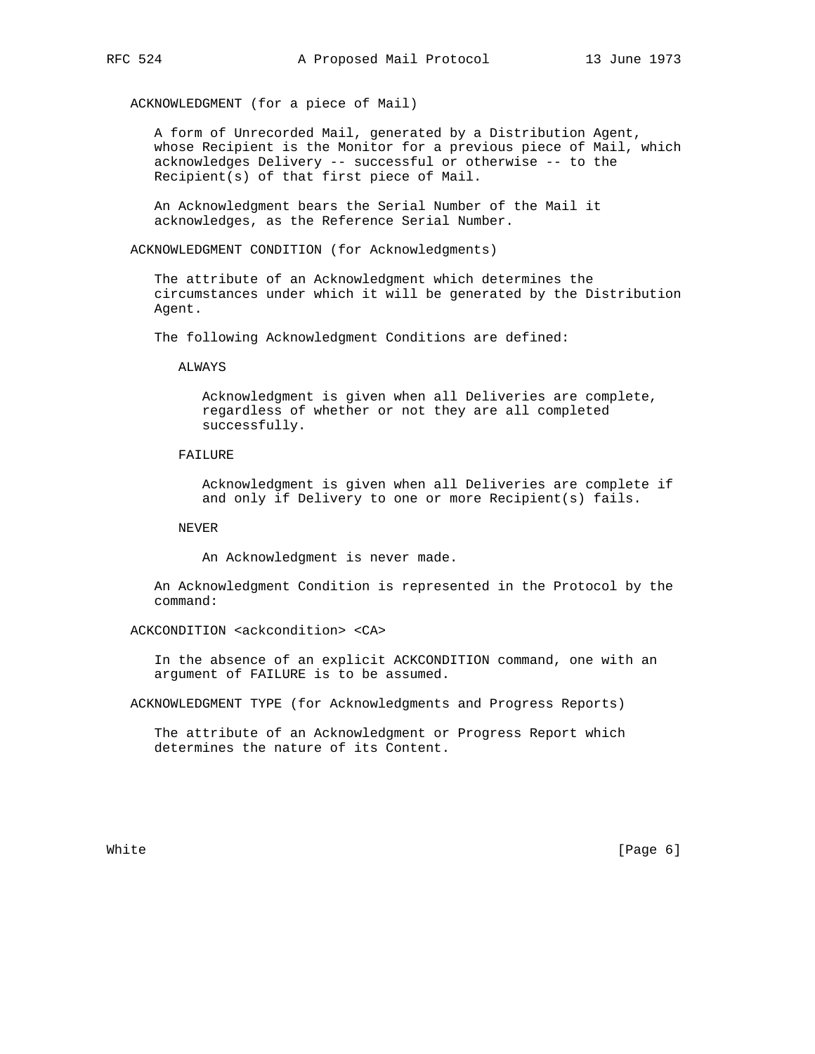ACKNOWLEDGMENT (for a piece of Mail)

A form of Unrecorded Mail, generated by a Distribution Agent, whose Recipient is the Monitor for a previous piece of Mail, which acknowledges Delivery -- successful or otherwise -- to the Recipient(s) of that first piece of Mail.

An Acknowledgment bears the Serial Number of the Mail it acknowledges, as the Reference Serial Number.

ACKNOWLEDGMENT CONDITION (for Acknowledgments)

The attribute of an Acknowledgment which determines the circumstances under which it will be generated by the Distribution Agent.

The following Acknowledgment Conditions are defined:

ALWAYS

Acknowledgment is given when all Deliveries are complete, regardless of whether or not they are all completed successfully.

FAILURE

Acknowledgment is given when all Deliveries are complete if and only if Delivery to one or more Recipient(s) fails.

NEVER

An Acknowledgment is never made.

An Acknowledgment Condition is represented in the Protocol by the command:

ACKCONDITION <ackcondition> <CA>

In the absence of an explicit ACKCONDITION command, one with an argument of FAILURE is to be assumed.

ACKNOWLEDGMENT TYPE (for Acknowledgments and Progress Reports)

The attribute of an Acknowledgment or Progress Report which determines the nature of its Content.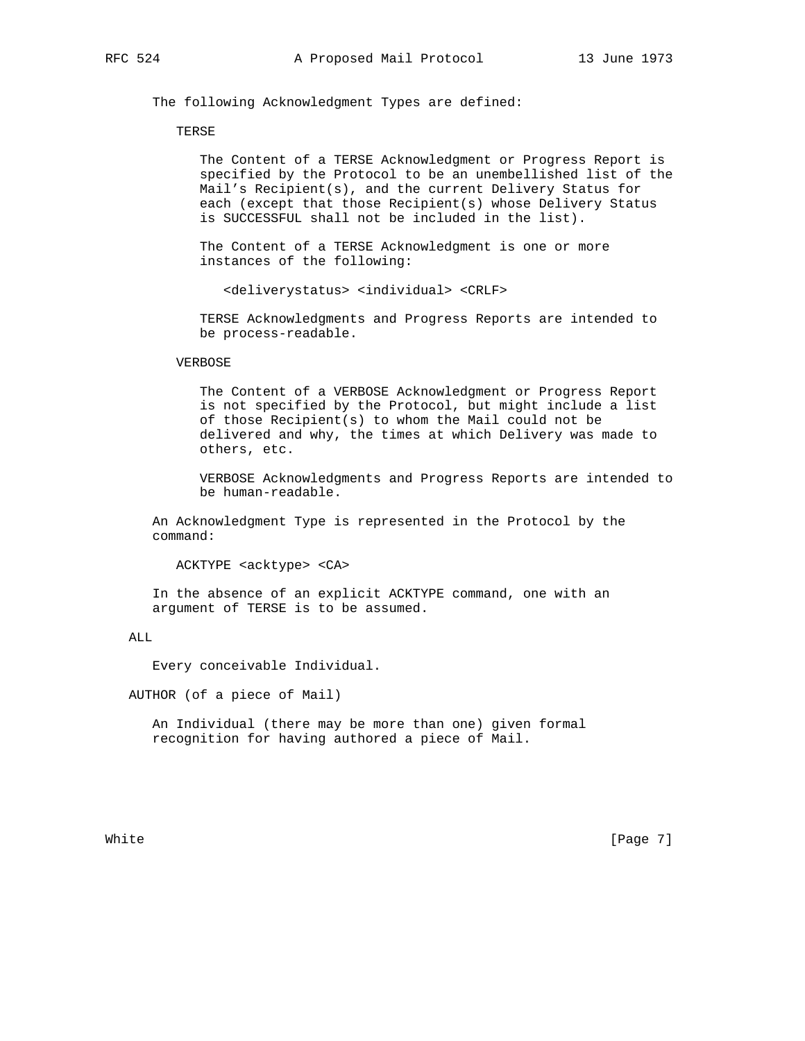The following Acknowledgment Types are defined:

TERSE

The Content of a TERSE Acknowledgment or Progress Report is specified by the Protocol to be an unembellished list of the Mail's Recipient(s), and the current Delivery Status for each (except that those Recipient(s) whose Delivery Status is SUCCESSFUL shall not be included in the list).

The Content of a TERSE Acknowledgment is one or more instances of the following:

```
<deliverystatus> <individual> <CRLF>
```

TERSE Acknowledgments and Progress Reports are intended to be process-readable.

VERBOSE

The Content of a VERBOSE Acknowledgment or Progress Report is not specified by the Protocol, but might include a list of those Recipient(s) to whom the Mail could not be delivered and why, the times at which Delivery was made to others, etc.

VERBOSE Acknowledgments and Progress Reports are intended to be human-readable.

An Acknowledgment Type is represented in the Protocol by the command:

```
ACKTYPE <acktype> <CA>
```

In the absence of an explicit ACKTYPE command, one with an argument of TERSE is to be assumed.

ALL

Every conceivable Individual.

AUTHOR (of a piece of Mail)

An Individual (there may be more than one) given formal recognition for having authored a piece of Mail.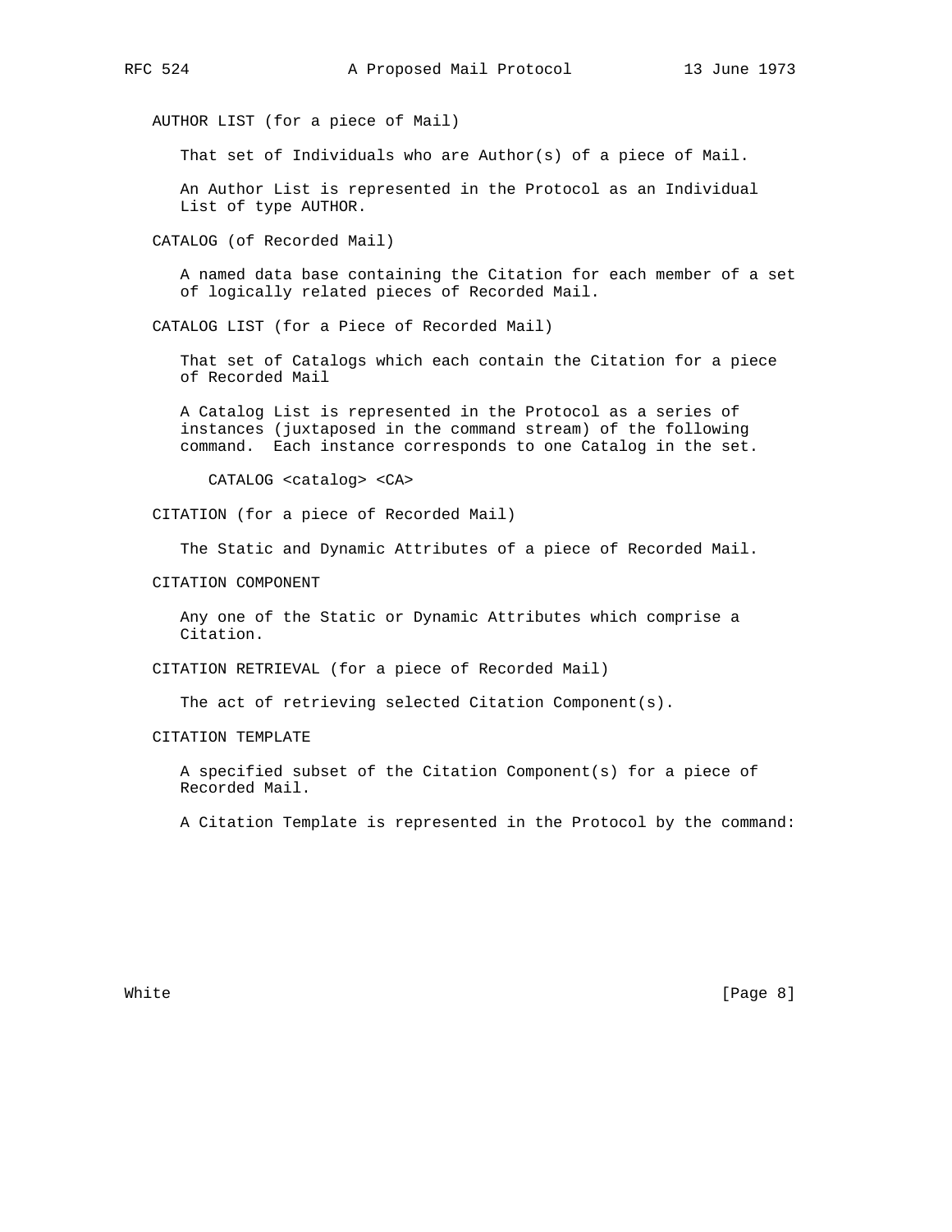AUTHOR LIST (for a piece of Mail)

That set of Individuals who are Author(s) of a piece of Mail.

An Author List is represented in the Protocol as an Individual List of type AUTHOR.

CATALOG (of Recorded Mail)

A named data base containing the Citation for each member of a set of logically related pieces of Recorded Mail.

CATALOG LIST (for a Piece of Recorded Mail)

That set of Catalogs which each contain the Citation for a piece of Recorded Mail

A Catalog List is represented in the Protocol as a series of instances (juxtaposed in the command stream) of the following command. Each instance corresponds to one Catalog in the set.

```
CATALOG <catalog> <CA>
```

CITATION (for a piece of Recorded Mail)

The Static and Dynamic Attributes of a piece of Recorded Mail.

CITATION COMPONENT

Any one of the Static or Dynamic Attributes which comprise a Citation.

CITATION RETRIEVAL (for a piece of Recorded Mail)

The act of retrieving selected Citation Component(s).

CITATION TEMPLATE

A specified subset of the Citation Component(s) for a piece of Recorded Mail.

A Citation Template is represented in the Protocol by the command: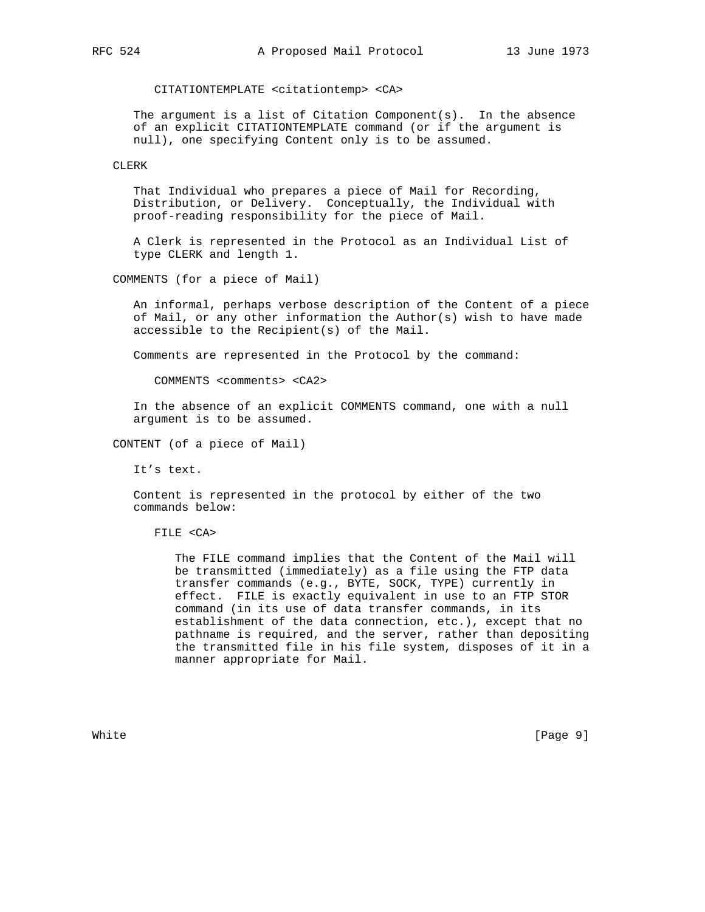CITATIONTEMPLATE <citationtemp> <CA>

The argument is a list of Citation Component(s). In the absence of an explicit CITATIONTEMPLATE command (or if the argument is null), one specifying Content only is to be assumed.

CLERK

That Individual who prepares a piece of Mail for Recording, Distribution, or Delivery. Conceptually, the Individual with proof-reading responsibility for the piece of Mail.

A Clerk is represented in the Protocol as an Individual List of type CLERK and length 1.

COMMENTS (for a piece of Mail)

An informal, perhaps verbose description of the Content of a piece of Mail, or any other information the Author(s) wish to have made accessible to the Recipient(s) of the Mail.

Comments are represented in the Protocol by the command:

COMMENTS <comments> <CA2>

In the absence of an explicit COMMENTS command, one with a null argument is to be assumed.

CONTENT (of a piece of Mail)

It’s text.

Content is represented in the protocol by either of the two commands below:

FILE <CA>

The FILE command implies that the Content of the Mail will be transmitted (immediately) as a file using the FTP data transfer commands (e.g., BYTE, SOCK, TYPE) currently in effect. FILE is exactly equivalent in use to an FTP STOR command (in its use of data transfer commands, in its establishment of the data connection, etc.), except that no pathname is required, and the server, rather than depositing the transmitted file in his file system, disposes of it in a manner appropriate for Mail.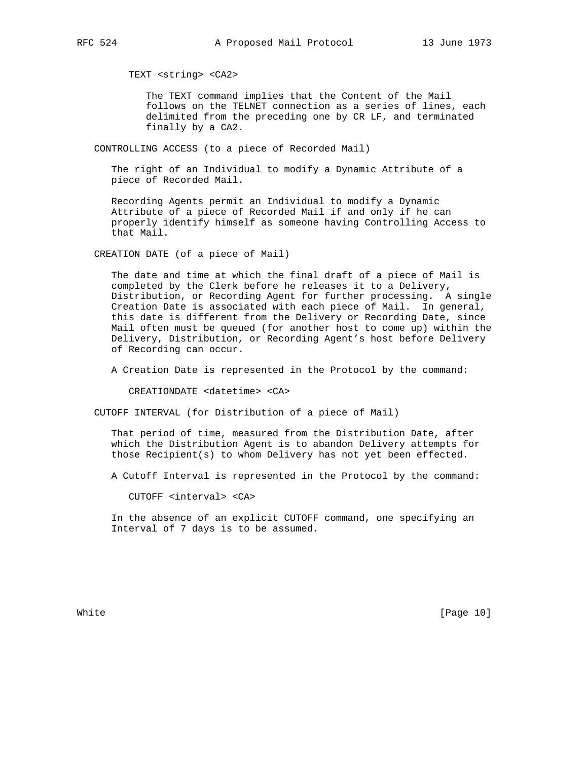TEXT <string> <CA2>

The TEXT command implies that the Content of the Mail follows on the TELNET connection as a series of lines, each delimited from the preceding one by CR LF, and terminated finally by a CA2.

CONTROLLING ACCESS (to a piece of Recorded Mail)

The right of an Individual to modify a Dynamic Attribute of a piece of Recorded Mail.

Recording Agents permit an Individual to modify a Dynamic Attribute of a piece of Recorded Mail if and only if he can properly identify himself as someone having Controlling Access to that Mail.

CREATION DATE (of a piece of Mail)

The date and time at which the final draft of a piece of Mail is completed by the Clerk before he releases it to a Delivery, Distribution, or Recording Agent for further processing. A single Creation Date is associated with each piece of Mail. In general, this date is different from the Delivery or Recording Date, since Mail often must be queued (for another host to come up) within the Delivery, Distribution, or Recording Agent's host before Delivery of Recording can occur.

A Creation Date is represented in the Protocol by the command:

CREATIONDATE <datetime> <CA>

CUTOFF INTERVAL (for Distribution of a piece of Mail)

That period of time, measured from the Distribution Date, after which the Distribution Agent is to abandon Delivery attempts for those Recipient(s) to whom Delivery has not yet been effected.

A Cutoff Interval is represented in the Protocol by the command:

CUTOFF <interval> <CA>

In the absence of an explicit CUTOFF command, one specifying an Interval of 7 days is to be assumed.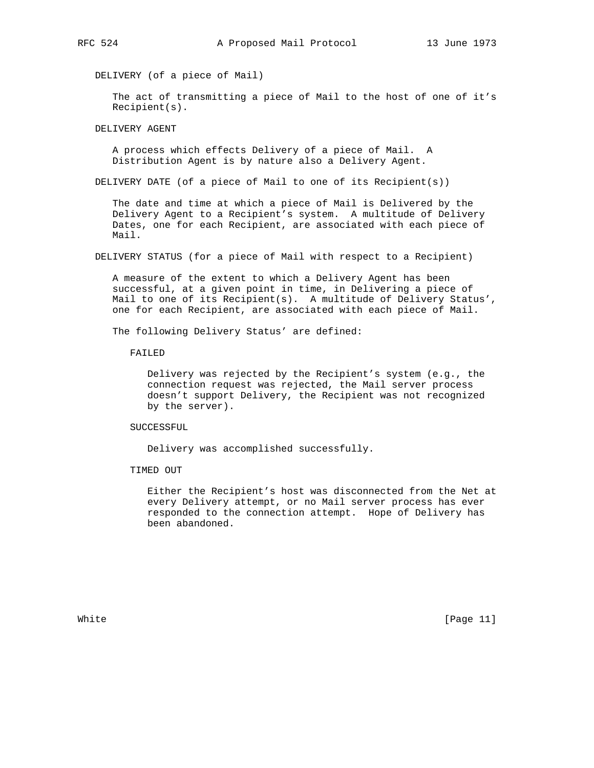DELIVERY (of a piece of Mail)

The act of transmitting a piece of Mail to the host of one of it's Recipient(s).

DELIVERY AGENT

A process which effects Delivery of a piece of Mail. A Distribution Agent is by nature also a Delivery Agent.

DELIVERY DATE (of a piece of Mail to one of its Recipient(s))

The date and time at which a piece of Mail is Delivered by the Delivery Agent to a Recipient's system. A multitude of Delivery Dates, one for each Recipient, are associated with each piece of Mail.

DELIVERY STATUS (for a piece of Mail with respect to a Recipient)

A measure of the extent to which a Delivery Agent has been successful, at a given point in time, in Delivering a piece of Mail to one of its Recipient(s). A multitude of Delivery Status', one for each Recipient, are associated with each piece of Mail.

The following Delivery Status' are defined:

FAILED

Delivery was rejected by the Recipient's system (e.g., the connection request was rejected, the Mail server process doesn't support Delivery, the Recipient was not recognized by the server).

SUCCESSFUL

Delivery was accomplished successfully.

TIMED OUT

Either the Recipient's host was disconnected from the Net at every Delivery attempt, or no Mail server process has ever responded to the connection attempt. Hope of Delivery has been abandoned.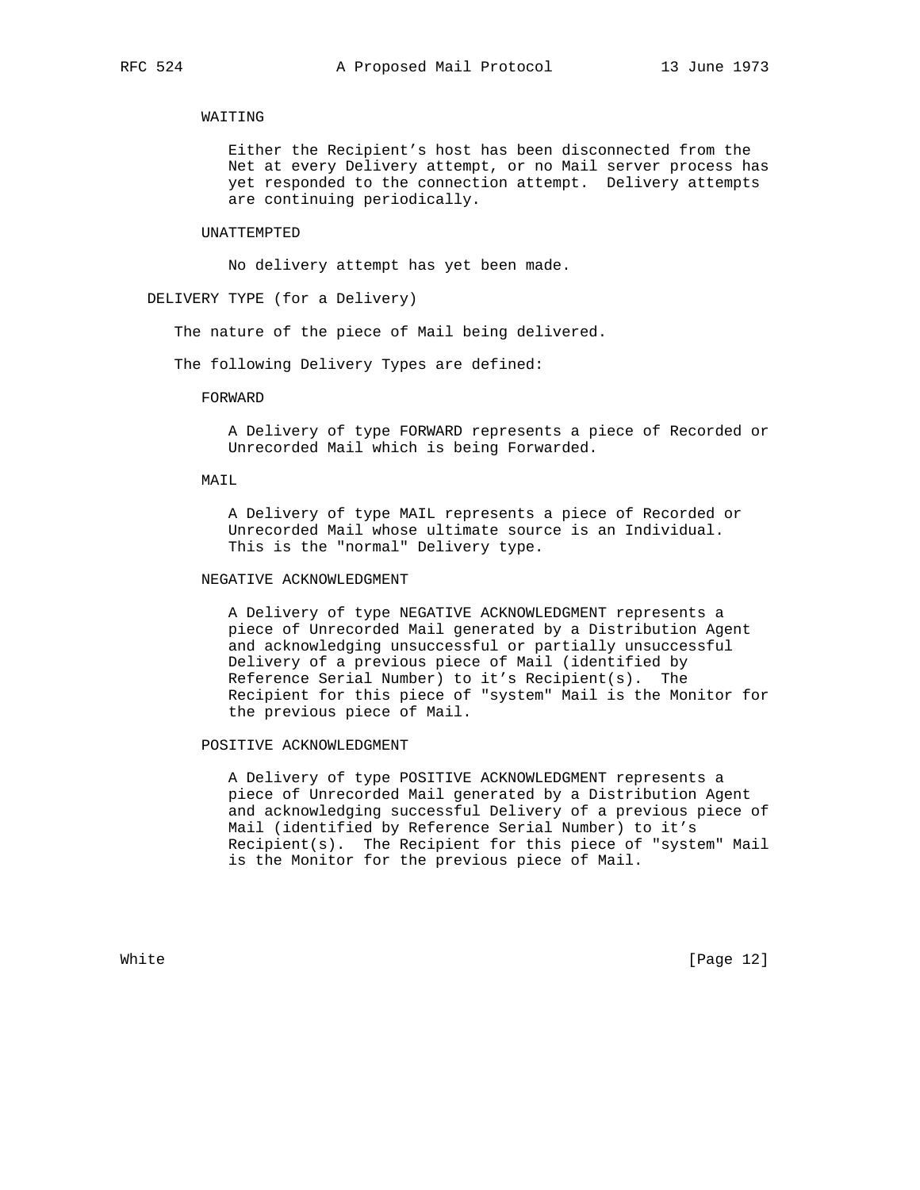WAITING

Either the Recipient's host has been disconnected from the Net at every Delivery attempt, or no Mail server process has yet responded to the connection attempt. Delivery attempts are continuing periodically.

UNATTEMPTED

No delivery attempt has yet been made.

DELIVERY TYPE (for a Delivery)

The nature of the piece of Mail being delivered.

The following Delivery Types are defined:

FORWARD

A Delivery of type FORWARD represents a piece of Recorded or Unrecorded Mail which is being Forwarded.

MAIL

A Delivery of type MAIL represents a piece of Recorded or Unrecorded Mail whose ultimate source is an Individual. This is the "normal" Delivery type.

NEGATIVE ACKNOWLEDGMENT

A Delivery of type NEGATIVE ACKNOWLEDGMENT represents a piece of Unrecorded Mail generated by a Distribution Agent and acknowledging unsuccessful or partially unsuccessful Delivery of a previous piece of Mail (identified by Reference Serial Number) to it's Recipient(s). The Recipient for this piece of "system" Mail is the Monitor for the previous piece of Mail.

POSITIVE ACKNOWLEDGMENT

A Delivery of type POSITIVE ACKNOWLEDGMENT represents a piece of Unrecorded Mail generated by a Distribution Agent and acknowledging successful Delivery of a previous piece of Mail (identified by Reference Serial Number) to it's Recipient(s). The Recipient for this piece of "system" Mail is the Monitor for the previous piece of Mail.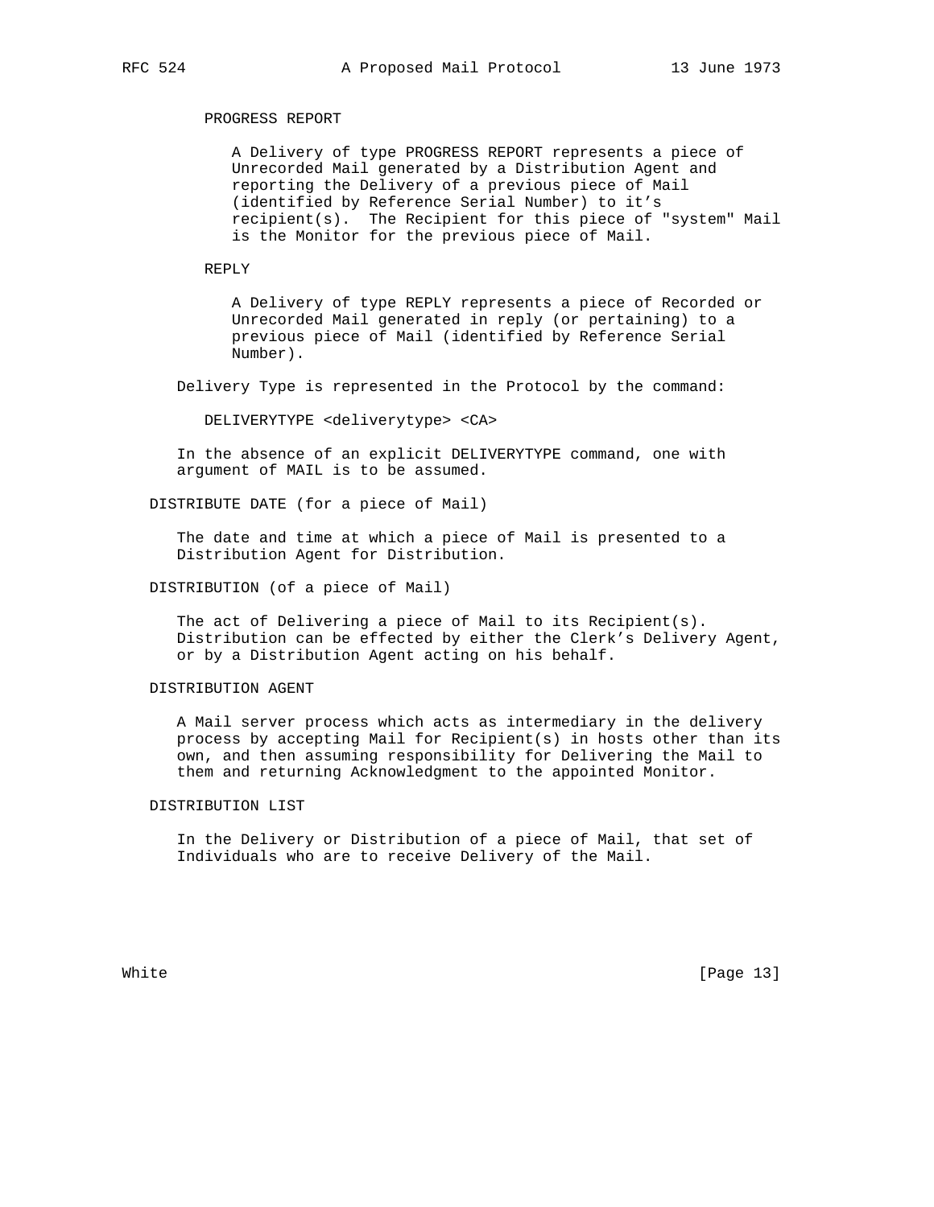PROGRESS REPORT

A Delivery of type PROGRESS REPORT represents a piece of Unrecorded Mail generated by a Distribution Agent and reporting the Delivery of a previous piece of Mail (identified by Reference Serial Number) to it's recipient(s). The Recipient for this piece of "system" Mail is the Monitor for the previous piece of Mail.

REPLY

A Delivery of type REPLY represents a piece of Recorded or Unrecorded Mail generated in reply (or pertaining) to a previous piece of Mail (identified by Reference Serial Number).

Delivery Type is represented in the Protocol by the command:

```
DELIVERYTYPE <deliverytype> <CA>
```

In the absence of an explicit DELIVERYTYPE command, one with argument of MAIL is to be assumed.

DISTRIBUTE DATE (for a piece of Mail)

The date and time at which a piece of Mail is presented to a Distribution Agent for Distribution.

DISTRIBUTION (of a piece of Mail)

The act of Delivering a piece of Mail to its Recipient(s). Distribution can be effected by either the Clerk's Delivery Agent, or by a Distribution Agent acting on his behalf.

DISTRIBUTION AGENT

A Mail server process which acts as intermediary in the delivery process by accepting Mail for Recipient(s) in hosts other than its own, and then assuming responsibility for Delivering the Mail to them and returning Acknowledgment to the appointed Monitor.

DISTRIBUTION LIST

In the Delivery or Distribution of a piece of Mail, that set of Individuals who are to receive Delivery of the Mail.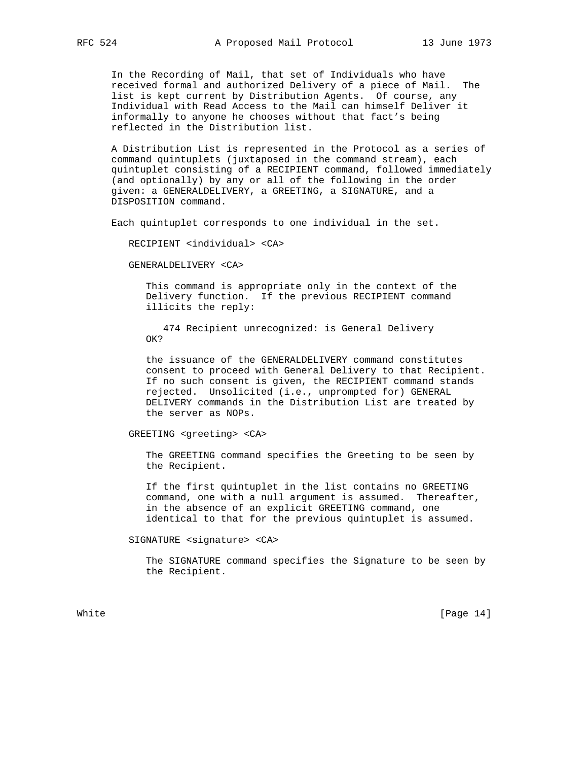In the Recording of Mail, that set of Individuals who have received formal and authorized Delivery of a piece of Mail. The list is kept current by Distribution Agents. Of course, any Individual with Read Access to the Mail can himself Deliver it informally to anyone he chooses without that fact's being reflected in the Distribution list.

A Distribution List is represented in the Protocol as a series of command quintuplets (juxtaposed in the command stream), each quintuplet consisting of a RECIPIENT command, followed immediately (and optionally) by any or all of the following in the order given: a GENERALDELIVERY, a GREETING, a SIGNATURE, and a DISPOSITION command.

Each quintuplet corresponds to one individual in the set.

RECIPIENT <individual> <CA>

GENERALDELIVERY <CA>

This command is appropriate only in the context of the Delivery function. If the previous RECIPIENT command illicits the reply:

474 Recipient unrecognized: is General Delivery OK?

the issuance of the GENERALDELIVERY command constitutes consent to proceed with General Delivery to that Recipient. If no such consent is given, the RECIPIENT command stands rejected. Unsolicited (i.e., unprompted for) GENERAL DELIVERY commands in the Distribution List are treated by the server as NOPs.

GREETING <greeting> <CA>

The GREETING command specifies the Greeting to be seen by the Recipient.

If the first quintuplet in the list contains no GREETING command, one with a null argument is assumed. Thereafter, in the absence of an explicit GREETING command, one identical to that for the previous quintuplet is assumed.

SIGNATURE <signature> <CA>

The SIGNATURE command specifies the Signature to be seen by the Recipient.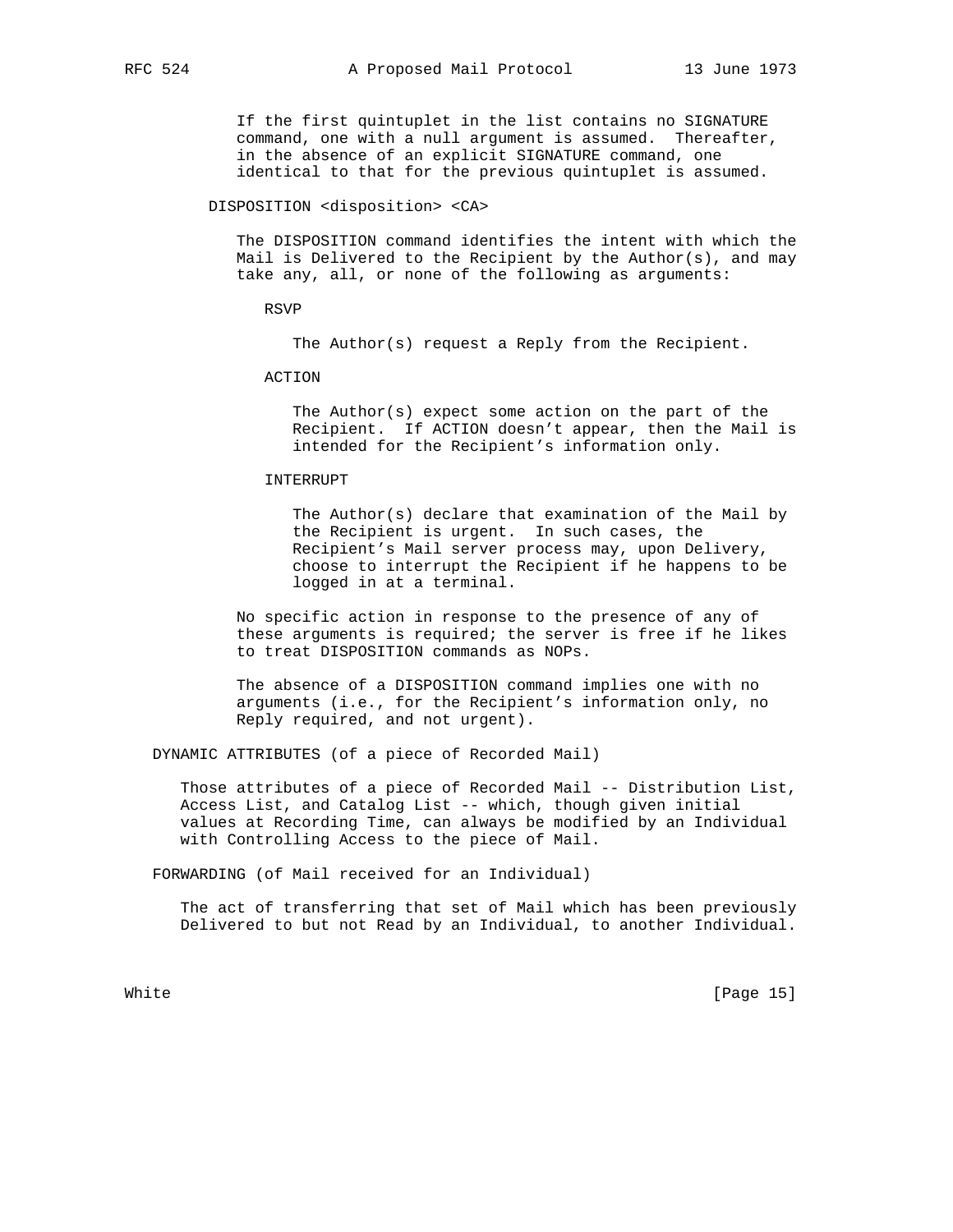If the first quintuplet in the list contains no SIGNATURE command, one with a null argument is assumed. Thereafter, in the absence of an explicit SIGNATURE command, one identical to that for the previous quintuplet is assumed.

DISPOSITION <disposition> <CA>

The DISPOSITION command identifies the intent with which the Mail is Delivered to the Recipient by the Author(s), and may take any, all, or none of the following as arguments:

RSVP

The Author(s) request a Reply from the Recipient.

ACTION

The Author(s) expect some action on the part of the Recipient. If ACTION doesn't appear, then the Mail is intended for the Recipient's information only.

INTERRUPT

The Author(s) declare that examination of the Mail by the Recipient is urgent. In such cases, the Recipient's Mail server process may, upon Delivery, choose to interrupt the Recipient if he happens to be logged in at a terminal.

No specific action in response to the presence of any of these arguments is required; the server is free if he likes to treat DISPOSITION commands as NOPs.

The absence of a DISPOSITION command implies one with no arguments (i.e., for the Recipient's information only, no Reply required, and not urgent).

DYNAMIC ATTRIBUTES (of a piece of Recorded Mail)

Those attributes of a piece of Recorded Mail -- Distribution List, Access List, and Catalog List -- which, though given initial values at Recording Time, can always be modified by an Individual with Controlling Access to the piece of Mail.

FORWARDING (of Mail received for an Individual)

The act of transferring that set of Mail which has been previously Delivered to but not Read by an Individual, to another Individual.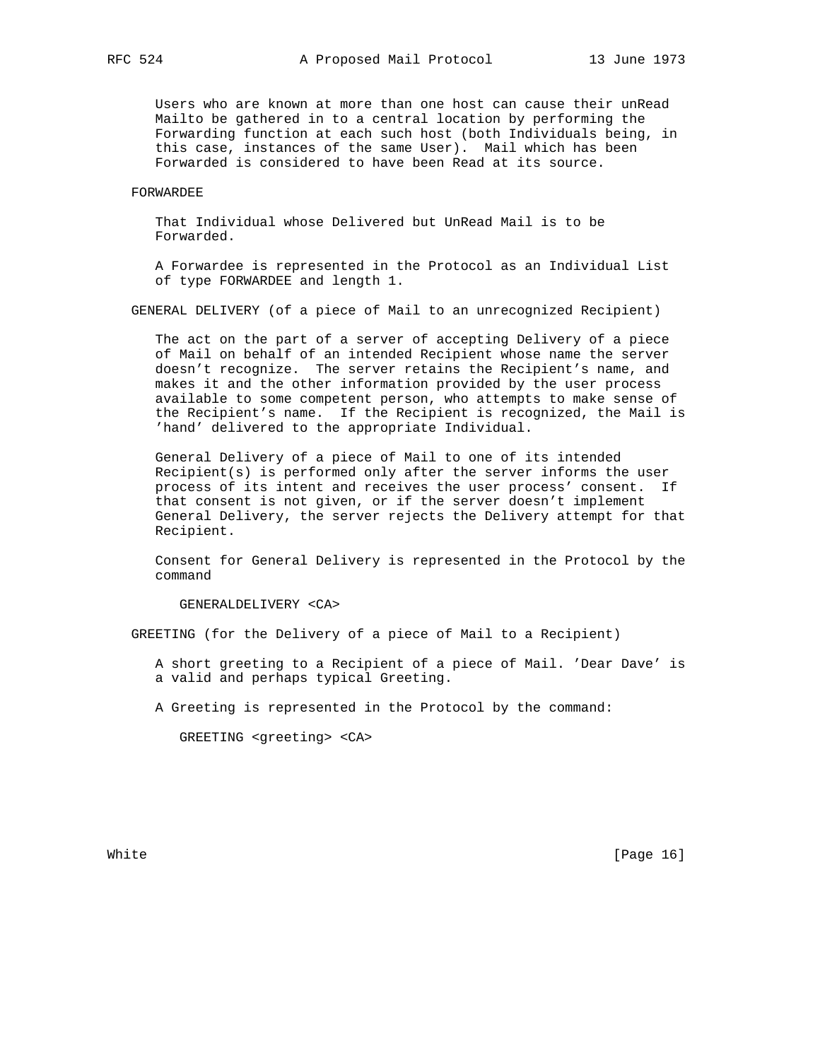Users who are known at more than one host can cause their unRead Mailto be gathered in to a central location by performing the Forwarding function at each such host (both Individuals being, in this case, instances of the same User). Mail which has been Forwarded is considered to have been Read at its source.

FORWARDEE

That Individual whose Delivered but UnRead Mail is to be Forwarded.

A Forwardee is represented in the Protocol as an Individual List of type FORWARDEE and length 1.

GENERAL DELIVERY (of a piece of Mail to an unrecognized Recipient)

The act on the part of a server of accepting Delivery of a piece of Mail on behalf of an intended Recipient whose name the server doesn't recognize. The server retains the Recipient's name, and makes it and the other information provided by the user process available to some competent person, who attempts to make sense of the Recipient's name. If the Recipient is recognized, the Mail is 'hand' delivered to the appropriate Individual.

General Delivery of a piece of Mail to one of its intended Recipient(s) is performed only after the server informs the user process of its intent and receives the user process' consent. If that consent is not given, or if the server doesn't implement General Delivery, the server rejects the Delivery attempt for that Recipient.

Consent for General Delivery is represented in the Protocol by the command

```
GENERALDELIVERY <CA>
```

GREETING (for the Delivery of a piece of Mail to a Recipient)

A short greeting to a Recipient of a piece of Mail. 'Dear Dave' is a valid and perhaps typical Greeting.

A Greeting is represented in the Protocol by the command:

```
GREETING <greeting> <CA>
```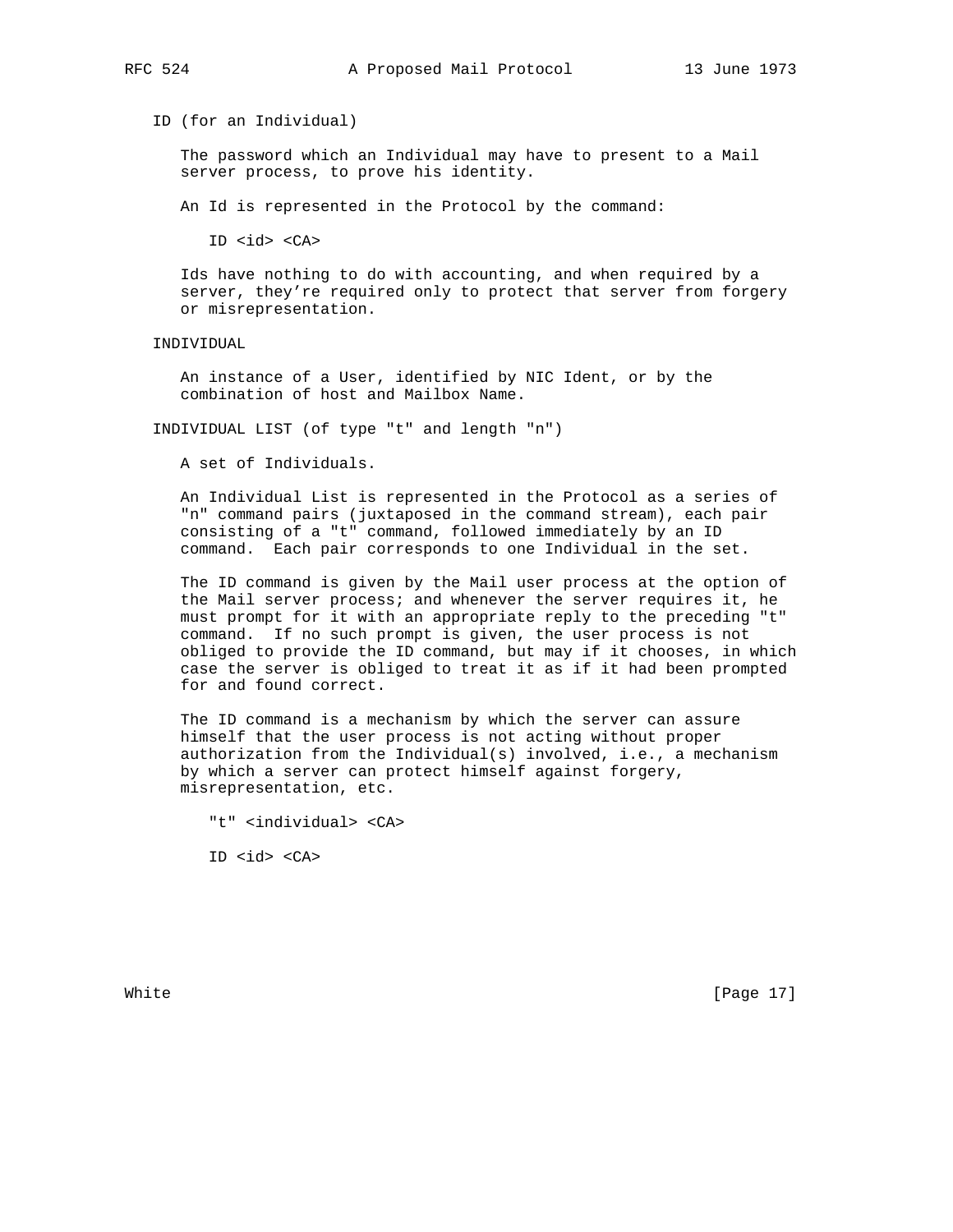ID (for an Individual)

The password which an Individual may have to present to a Mail server process, to prove his identity.

An Id is represented in the Protocol by the command:

```
ID <id> <CA>
```

Ids have nothing to do with accounting, and when required by a server, they're required only to protect that server from forgery or misrepresentation.

INDIVIDUAL

An instance of a User, identified by NIC Ident, or by the combination of host and Mailbox Name.

INDIVIDUAL LIST (of type "t" and length "n")

A set of Individuals.

An Individual List is represented in the Protocol as a series of "n" command pairs (juxtaposed in the command stream), each pair consisting of a "t" command, followed immediately by an ID command. Each pair corresponds to one Individual in the set.

The ID command is given by the Mail user process at the option of the Mail server process; and whenever the server requires it, he must prompt for it with an appropriate reply to the preceding "t" command. If no such prompt is given, the user process is not obliged to provide the ID command, but may if it chooses, in which case the server is obliged to treat it as if it had been prompted for and found correct.

The ID command is a mechanism by which the server can assure himself that the user process is not acting without proper authorization from the Individual(s) involved, i.e., a mechanism by which a server can protect himself against forgery, misrepresentation, etc.

```
"t" <individual> <CA>

ID <id> <CA>
```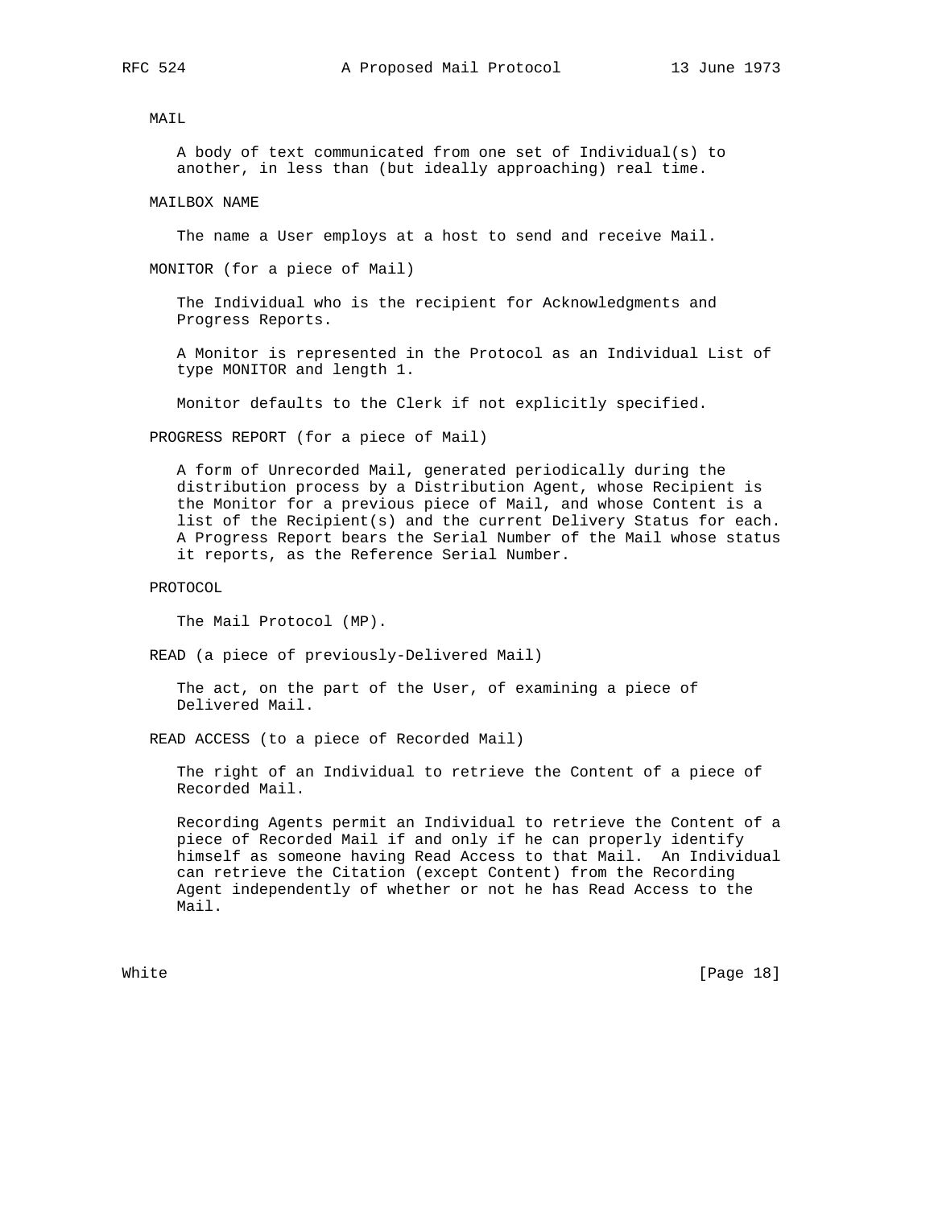MAIL

A body of text communicated from one set of Individual(s) to another, in less than (but ideally approaching) real time.

MAILBOX NAME

The name a User employs at a host to send and receive Mail.

MONITOR (for a piece of Mail)

The Individual who is the recipient for Acknowledgments and Progress Reports.

A Monitor is represented in the Protocol as an Individual List of type MONITOR and length 1.

Monitor defaults to the Clerk if not explicitly specified.

PROGRESS REPORT (for a piece of Mail)

A form of Unrecorded Mail, generated periodically during the distribution process by a Distribution Agent, whose Recipient is the Monitor for a previous piece of Mail, and whose Content is a list of the Recipient(s) and the current Delivery Status for each. A Progress Report bears the Serial Number of the Mail whose status it reports, as the Reference Serial Number.

PROTOCOL

The Mail Protocol (MP).

READ (a piece of previously-Delivered Mail)

The act, on the part of the User, of examining a piece of Delivered Mail.

READ ACCESS (to a piece of Recorded Mail)

The right of an Individual to retrieve the Content of a piece of Recorded Mail.

Recording Agents permit an Individual to retrieve the Content of a piece of Recorded Mail if and only if he can properly identify himself as someone having Read Access to that Mail. An Individual can retrieve the Citation (except Content) from the Recording Agent independently of whether or not he has Read Access to the Mail.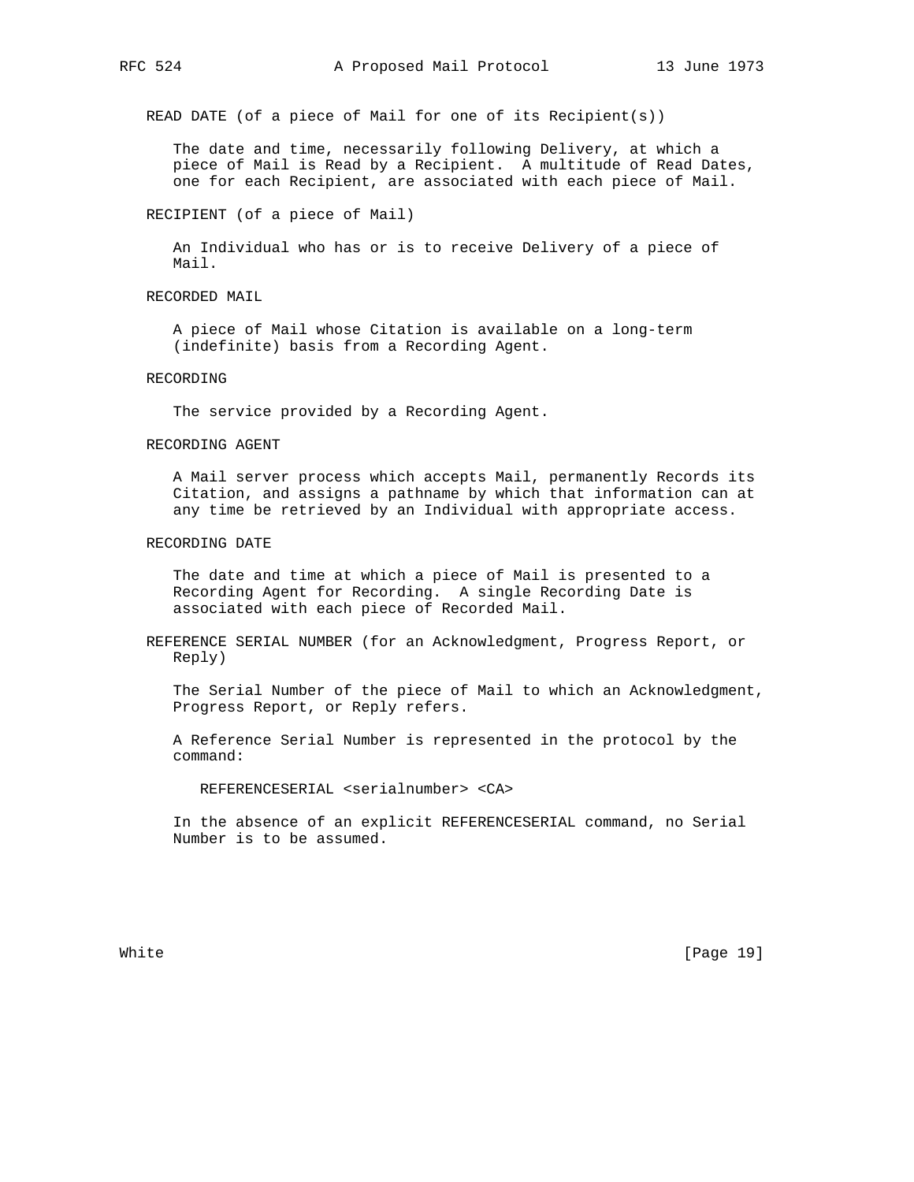READ DATE (of a piece of Mail for one of its Recipient(s))

The date and time, necessarily following Delivery, at which a piece of Mail is Read by a Recipient. A multitude of Read Dates, one for each Recipient, are associated with each piece of Mail.

RECIPIENT (of a piece of Mail)

An Individual who has or is to receive Delivery of a piece of Mail.

RECORDED MAIL

A piece of Mail whose Citation is available on a long-term (indefinite) basis from a Recording Agent.

RECORDING

The service provided by a Recording Agent.

RECORDING AGENT

A Mail server process which accepts Mail, permanently Records its Citation, and assigns a pathname by which that information can at any time be retrieved by an Individual with appropriate access.

RECORDING DATE

The date and time at which a piece of Mail is presented to a Recording Agent for Recording. A single Recording Date is associated with each piece of Recorded Mail.

REFERENCE SERIAL NUMBER (for an Acknowledgment, Progress Report, or Reply)

The Serial Number of the piece of Mail to which an Acknowledgment, Progress Report, or Reply refers.

A Reference Serial Number is represented in the protocol by the command:

```
REFERENCESERIAL <serialnumber> <CA>
```

In the absence of an explicit REFERENCESERIAL command, no Serial Number is to be assumed.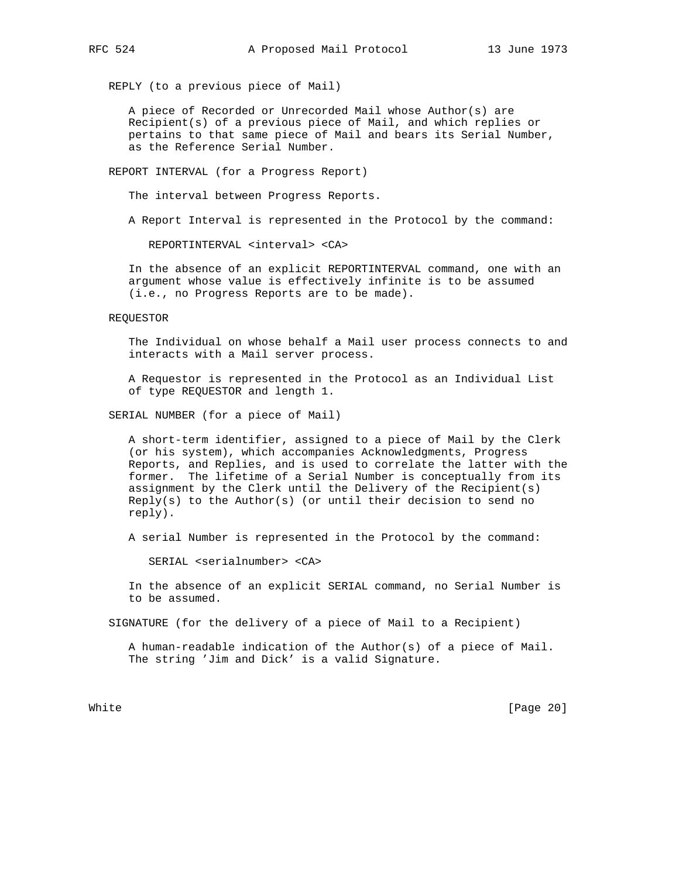REPLY (to a previous piece of Mail)

A piece of Recorded or Unrecorded Mail whose Author(s) are Recipient(s) of a previous piece of Mail, and which replies or pertains to that same piece of Mail and bears its Serial Number, as the Reference Serial Number.

REPORT INTERVAL (for a Progress Report)

The interval between Progress Reports.

A Report Interval is represented in the Protocol by the command:

```
REPORTINTERVAL <interval> <CA>
```

In the absence of an explicit REPORTINTERVAL command, one with an argument whose value is effectively infinite is to be assumed (i.e., no Progress Reports are to be made).

REQUESTOR

The Individual on whose behalf a Mail user process connects to and interacts with a Mail server process.

A Requestor is represented in the Protocol as an Individual List of type REQUESTOR and length 1.

SERIAL NUMBER (for a piece of Mail)

A short-term identifier, assigned to a piece of Mail by the Clerk (or his system), which accompanies Acknowledgments, Progress Reports, and Replies, and is used to correlate the latter with the former. The lifetime of a Serial Number is conceptually from its assignment by the Clerk until the Delivery of the Recipient(s) Reply(s) to the Author(s) (or until their decision to send no reply).

A serial Number is represented in the Protocol by the command:

```
SERIAL <serialnumber> <CA>
```

In the absence of an explicit SERIAL command, no Serial Number is to be assumed.

SIGNATURE (for the delivery of a piece of Mail to a Recipient)

A human-readable indication of the Author(s) of a piece of Mail. The string 'Jim and Dick' is a valid Signature.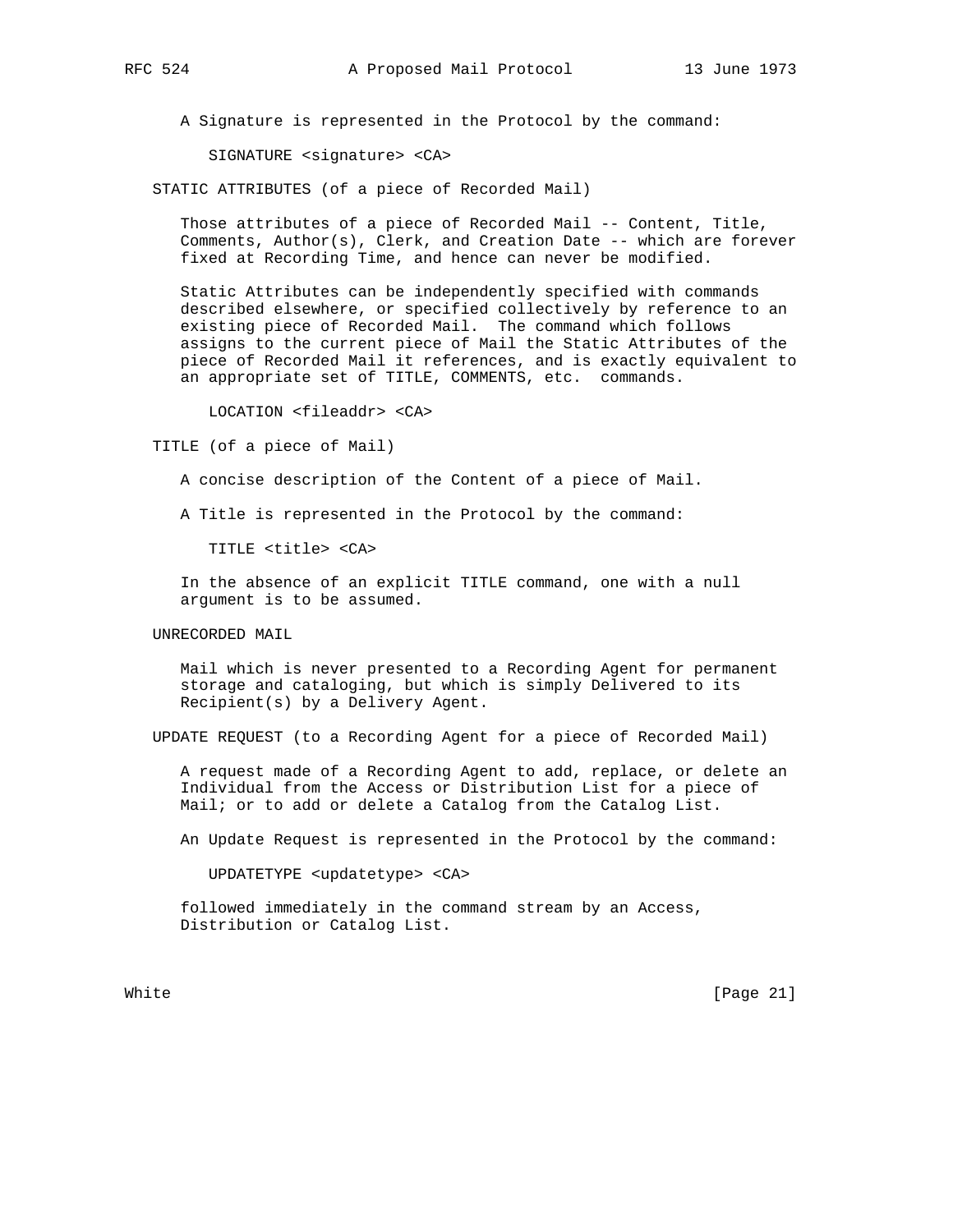A Signature is represented in the Protocol by the command:

```
SIGNATURE <signature> <CA>
```

STATIC ATTRIBUTES (of a piece of Recorded Mail)

Those attributes of a piece of Recorded Mail -- Content, Title, Comments, Author(s), Clerk, and Creation Date -- which are forever fixed at Recording Time, and hence can never be modified.

Static Attributes can be independently specified with commands described elsewhere, or specified collectively by reference to an existing piece of Recorded Mail. The command which follows assigns to the current piece of Mail the Static Attributes of the piece of Recorded Mail it references, and is exactly equivalent to an appropriate set of TITLE, COMMENTS, etc. commands.

```
LOCATION <fileaddr> <CA>
```

TITLE (of a piece of Mail)

A concise description of the Content of a piece of Mail.

A Title is represented in the Protocol by the command:

```
TITLE <title> <CA>
```

In the absence of an explicit TITLE command, one with a null argument is to be assumed.

UNRECORDED MAIL

Mail which is never presented to a Recording Agent for permanent storage and cataloging, but which is simply Delivered to its Recipient(s) by a Delivery Agent.

UPDATE REQUEST (to a Recording Agent for a piece of Recorded Mail)

A request made of a Recording Agent to add, replace, or delete an Individual from the Access or Distribution List for a piece of Mail; or to add or delete a Catalog from the Catalog List.

An Update Request is represented in the Protocol by the command:

```
UPDATETYPE <updatetype> <CA>
```

followed immediately in the command stream by an Access, Distribution or Catalog List.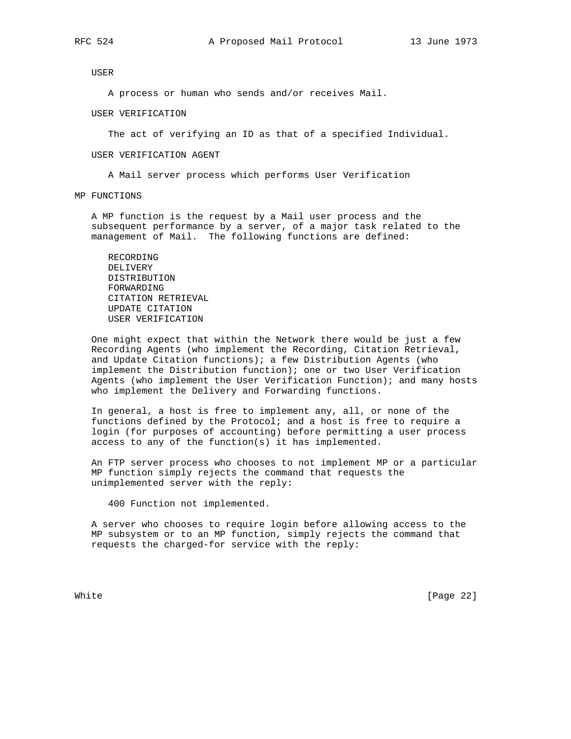USER

A process or human who sends and/or receives Mail.

USER VERIFICATION

The act of verifying an ID as that of a specified Individual.

USER VERIFICATION AGENT

A Mail server process which performs User Verification

## MP FUNCTIONS

A MP function is the request by a Mail user process and the subsequent performance by a server, of a major task related to the management of Mail. The following functions are defined:

- RECORDING
- DELIVERY
- DISTRIBUTION
- FORWARDING
- CITATION RETRIEVAL
- UPDATE CITATION
- USER VERIFICATION

One might expect that within the Network there would be just a few Recording Agents (who implement the Recording, Citation Retrieval, and Update Citation functions); a few Distribution Agents (who implement the Distribution function); one or two User Verification Agents (who implement the User Verification Function); and many hosts who implement the Delivery and Forwarding functions.

In general, a host is free to implement any, all, or none of the functions defined by the Protocol; and a host is free to require a login (for purposes of accounting) before permitting a user process access to any of the function(s) it has implemented.

An FTP server process who chooses to not implement MP or a particular MP function simply rejects the command that requests the unimplemented server with the reply:

```
400 Function not implemented.
```

A server who chooses to require login before allowing access to the MP subsystem or to an MP function, simply rejects the command that requests the charged-for service with the reply: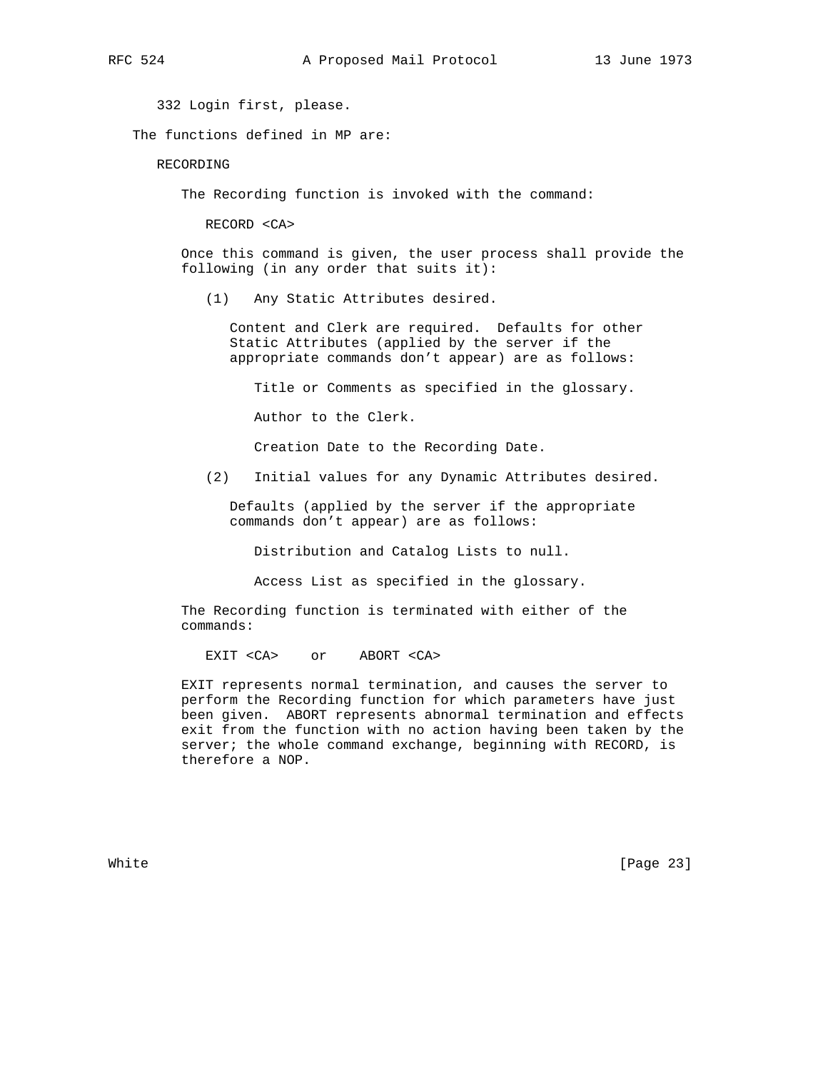332 Login first, please.

The functions defined in MP are:

RECORDING

The Recording function is invoked with the command:

```
RECORD <CA>
```

Once this command is given, the user process shall provide the following (in any order that suits it):

(1) Any Static Attributes desired.

Content and Clerk are required. Defaults for other Static Attributes (applied by the server if the appropriate commands don't appear) are as follows:

Title or Comments as specified in the glossary.

Author to the Clerk.

Creation Date to the Recording Date.

(2) Initial values for any Dynamic Attributes desired.

Defaults (applied by the server if the appropriate commands don't appear) are as follows:

Distribution and Catalog Lists to null.

Access List as specified in the glossary.

The Recording function is terminated with either of the commands:

```
EXIT <CA>    or    ABORT <CA>
```

EXIT represents normal termination, and causes the server to perform the Recording function for which parameters have just been given. ABORT represents abnormal termination and effects exit from the function with no action having been taken by the server; the whole command exchange, beginning with RECORD, is therefore a NOP.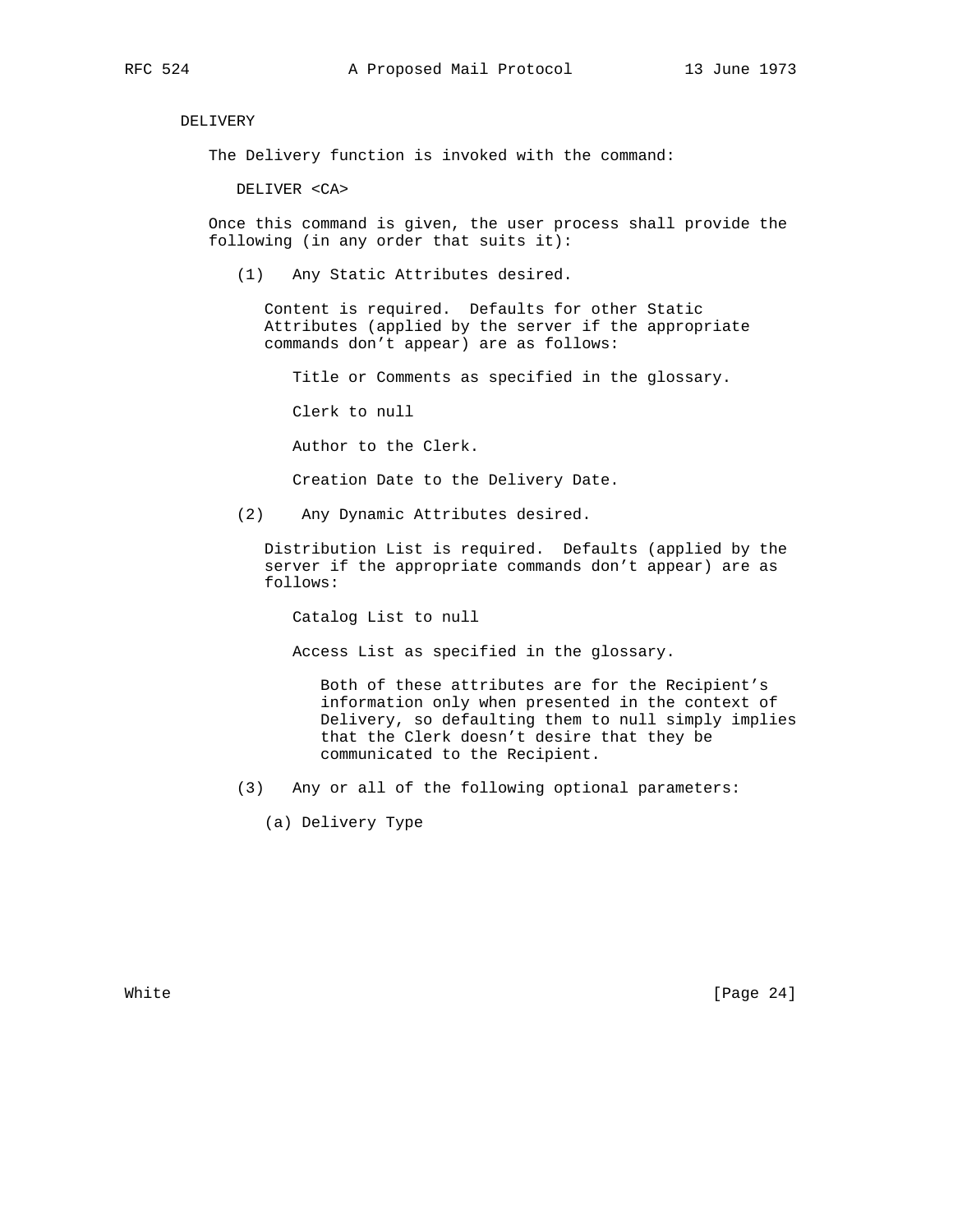DELIVERY

The Delivery function is invoked with the command:

DELIVER <CA>

Once this command is given, the user process shall provide the following (in any order that suits it):

(1) Any Static Attributes desired.

Content is required. Defaults for other Static Attributes (applied by the server if the appropriate commands don't appear) are as follows:

Title or Comments as specified in the glossary.

Clerk to null

Author to the Clerk.

Creation Date to the Delivery Date.

(2) Any Dynamic Attributes desired.

Distribution List is required. Defaults (applied by the server if the appropriate commands don't appear) are as follows:

Catalog List to null

Access List as specified in the glossary.

Both of these attributes are for the Recipient's information only when presented in the context of Delivery, so defaulting them to null simply implies that the Clerk doesn't desire that they be communicated to the Recipient.

(3) Any or all of the following optional parameters:

(a) Delivery Type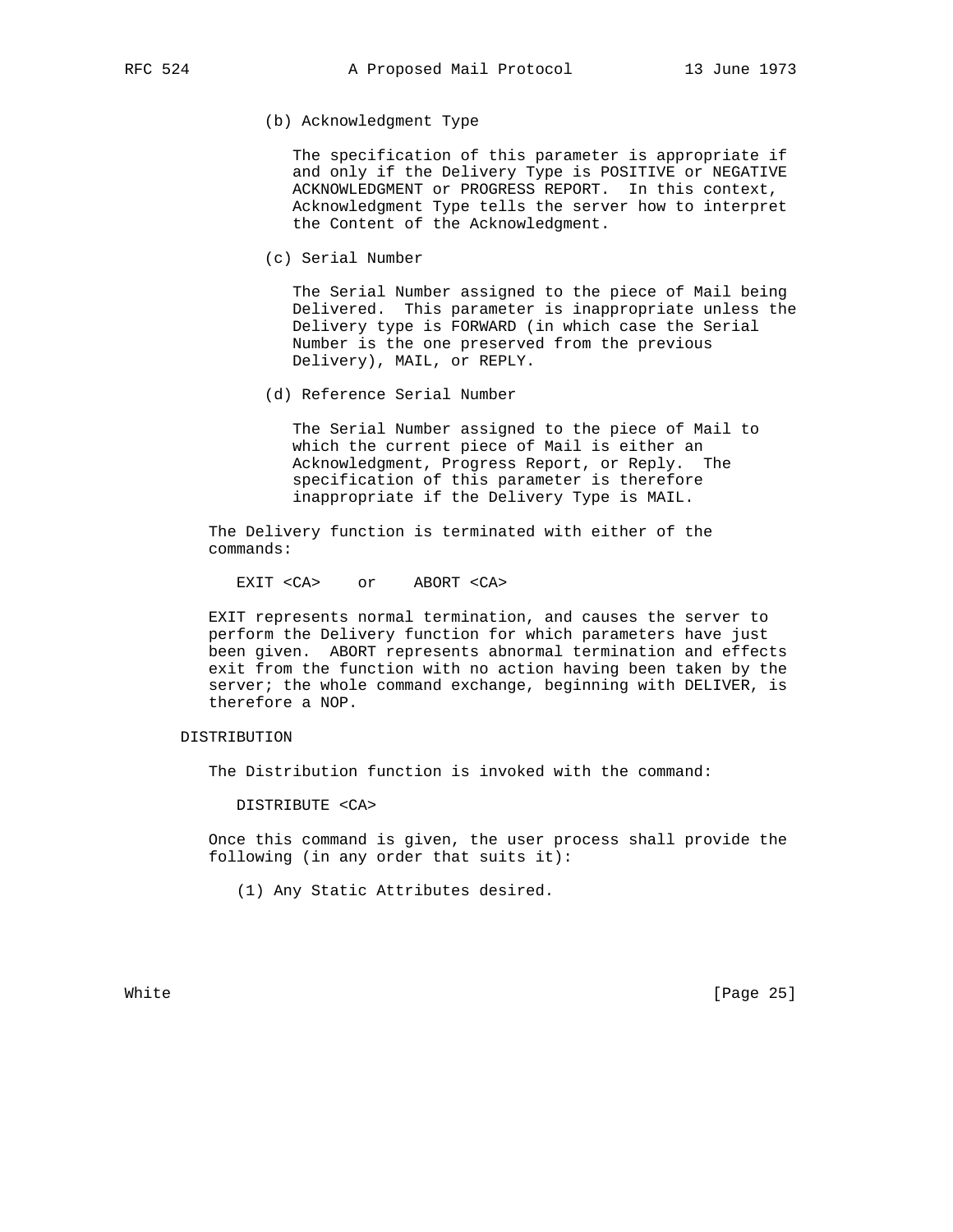(b) Acknowledgment Type

The specification of this parameter is appropriate if and only if the Delivery Type is POSITIVE or NEGATIVE ACKNOWLEDGMENT or PROGRESS REPORT. In this context, Acknowledgment Type tells the server how to interpret the Content of the Acknowledgment.

(c) Serial Number

The Serial Number assigned to the piece of Mail being Delivered. This parameter is inappropriate unless the Delivery type is FORWARD (in which case the Serial Number is the one preserved from the previous Delivery), MAIL, or REPLY.

(d) Reference Serial Number

The Serial Number assigned to the piece of Mail to which the current piece of Mail is either an Acknowledgment, Progress Report, or Reply. The specification of this parameter is therefore inappropriate if the Delivery Type is MAIL.

The Delivery function is terminated with either of the commands:

```
EXIT <CA>    or    ABORT <CA>
```

EXIT represents normal termination, and causes the server to perform the Delivery function for which parameters have just been given. ABORT represents abnormal termination and effects exit from the function with no action having been taken by the server; the whole command exchange, beginning with DELIVER, is therefore a NOP.

DISTRIBUTION

The Distribution function is invoked with the command:

```
DISTRIBUTE <CA>
```

Once this command is given, the user process shall provide the following (in any order that suits it):

(1) Any Static Attributes desired.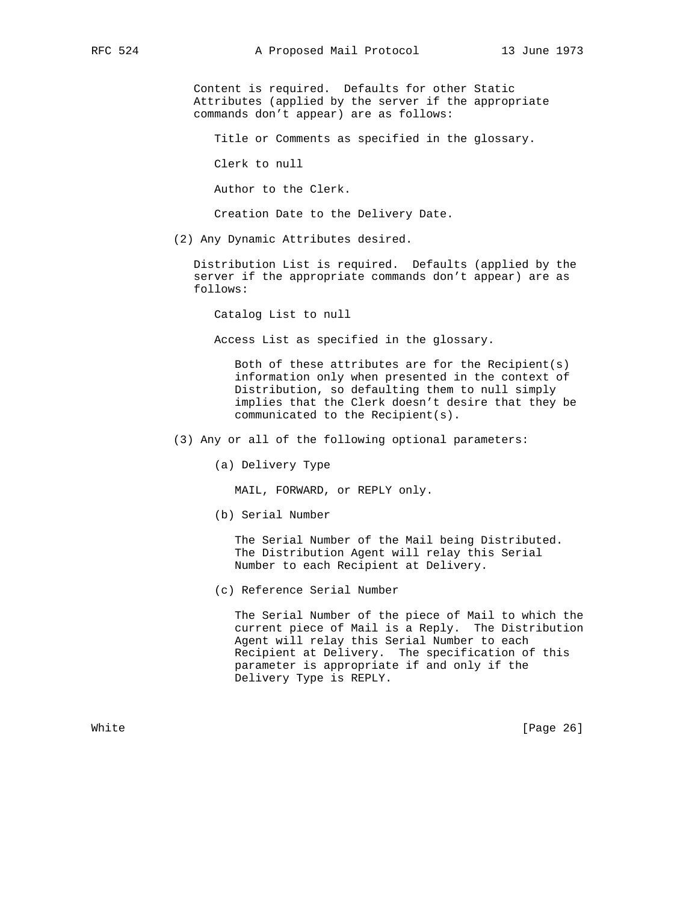Content is required. Defaults for other Static Attributes (applied by the server if the appropriate commands don't appear) are as follows:

Title or Comments as specified in the glossary.

Clerk to null

Author to the Clerk.

Creation Date to the Delivery Date.

(2) Any Dynamic Attributes desired.

Distribution List is required. Defaults (applied by the server if the appropriate commands don't appear) are as follows:

Catalog List to null

Access List as specified in the glossary.

Both of these attributes are for the Recipient(s) information only when presented in the context of Distribution, so defaulting them to null simply implies that the Clerk doesn't desire that they be communicated to the Recipient(s).

(3) Any or all of the following optional parameters:

(a) Delivery Type

MAIL, FORWARD, or REPLY only.

(b) Serial Number

The Serial Number of the Mail being Distributed. The Distribution Agent will relay this Serial Number to each Recipient at Delivery.

(c) Reference Serial Number

The Serial Number of the piece of Mail to which the current piece of Mail is a Reply. The Distribution Agent will relay this Serial Number to each Recipient at Delivery. The specification of this parameter is appropriate if and only if the Delivery Type is REPLY.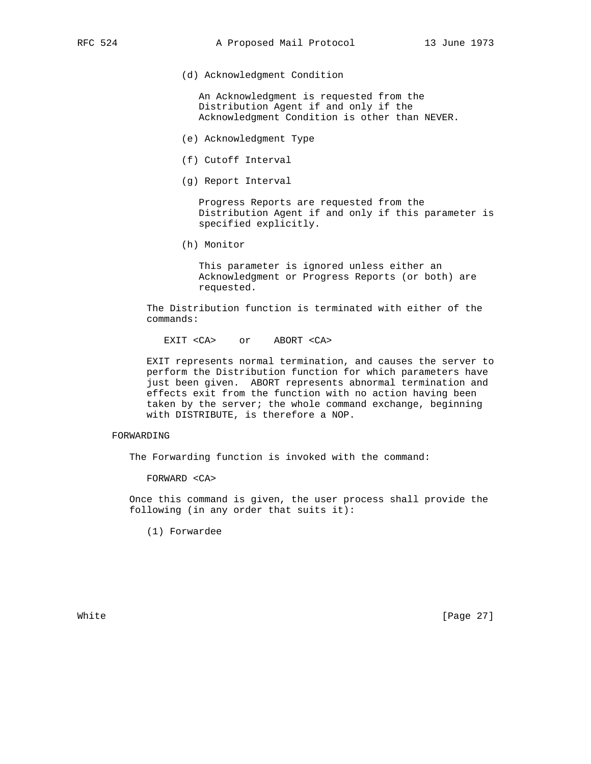(d) Acknowledgment Condition

An Acknowledgment is requested from the Distribution Agent if and only if the Acknowledgment Condition is other than NEVER.

(e) Acknowledgment Type

(f) Cutoff Interval

(g) Report Interval

Progress Reports are requested from the Distribution Agent if and only if this parameter is specified explicitly.

(h) Monitor

This parameter is ignored unless either an Acknowledgment or Progress Reports (or both) are requested.

The Distribution function is terminated with either of the commands:

```
EXIT <CA>    or    ABORT <CA>
```

EXIT represents normal termination, and causes the server to perform the Distribution function for which parameters have just been given. ABORT represents abnormal termination and effects exit from the function with no action having been taken by the server; the whole command exchange, beginning with DISTRIBUTE, is therefore a NOP.

FORWARDING

The Forwarding function is invoked with the command:

```
FORWARD <CA>
```

Once this command is given, the user process shall provide the following (in any order that suits it):

(1) Forwardee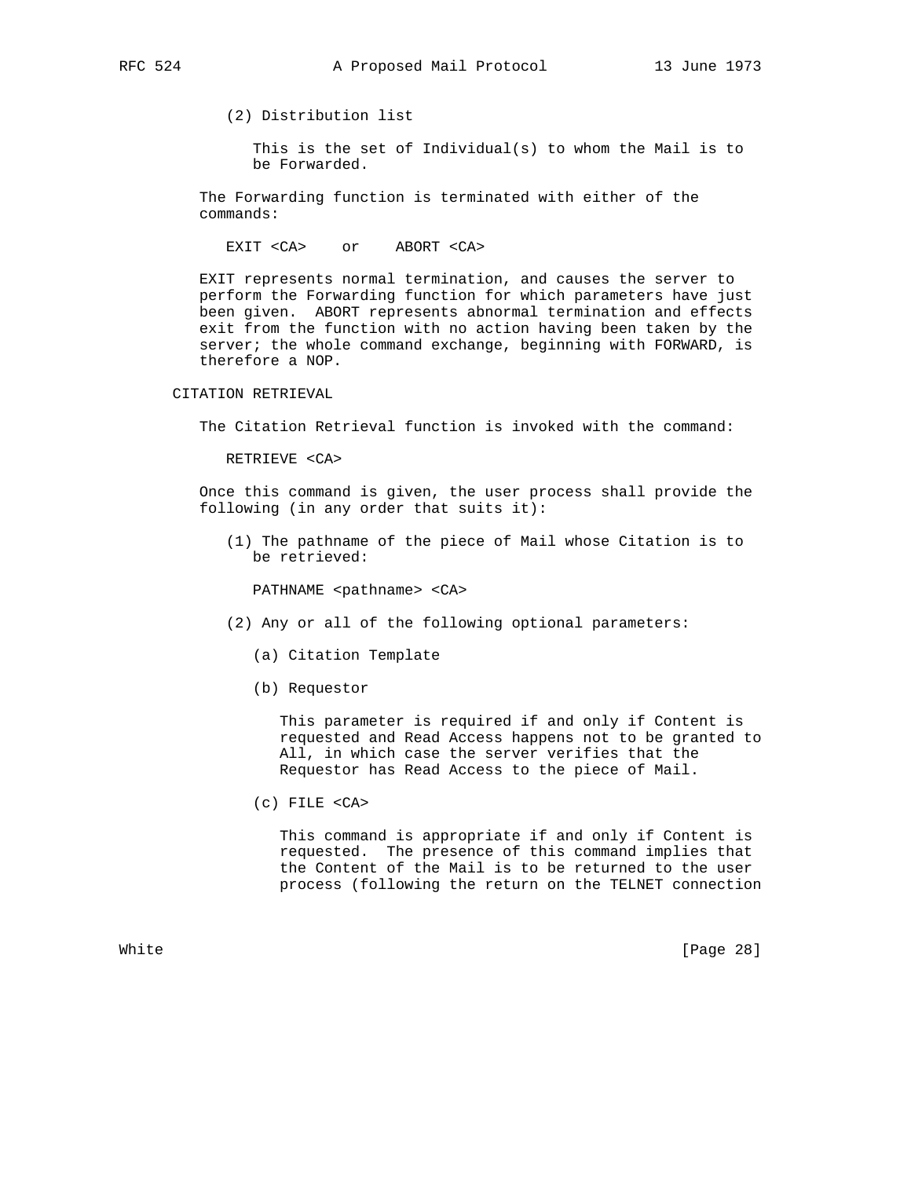(2) Distribution list

This is the set of Individual(s) to whom the Mail is to be Forwarded.

The Forwarding function is terminated with either of the commands:

```
EXIT <CA>    or    ABORT <CA>
```

EXIT represents normal termination, and causes the server to perform the Forwarding function for which parameters have just been given. ABORT represents abnormal termination and effects exit from the function with no action having been taken by the server; the whole command exchange, beginning with FORWARD, is therefore a NOP.

CITATION RETRIEVAL

The Citation Retrieval function is invoked with the command:

```
RETRIEVE <CA>
```

Once this command is given, the user process shall provide the following (in any order that suits it):

(1) The pathname of the piece of Mail whose Citation is to be retrieved:

```
PATHNAME <pathname> <CA>
```

(2) Any or all of the following optional parameters:

(a) Citation Template

(b) Requestor

This parameter is required if and only if Content is requested and Read Access happens not to be granted to All, in which case the server verifies that the Requestor has Read Access to the piece of Mail.

(c) FILE <CA>

This command is appropriate if and only if Content is requested. The presence of this command implies that the Content of the Mail is to be returned to the user process (following the return on the TELNET connection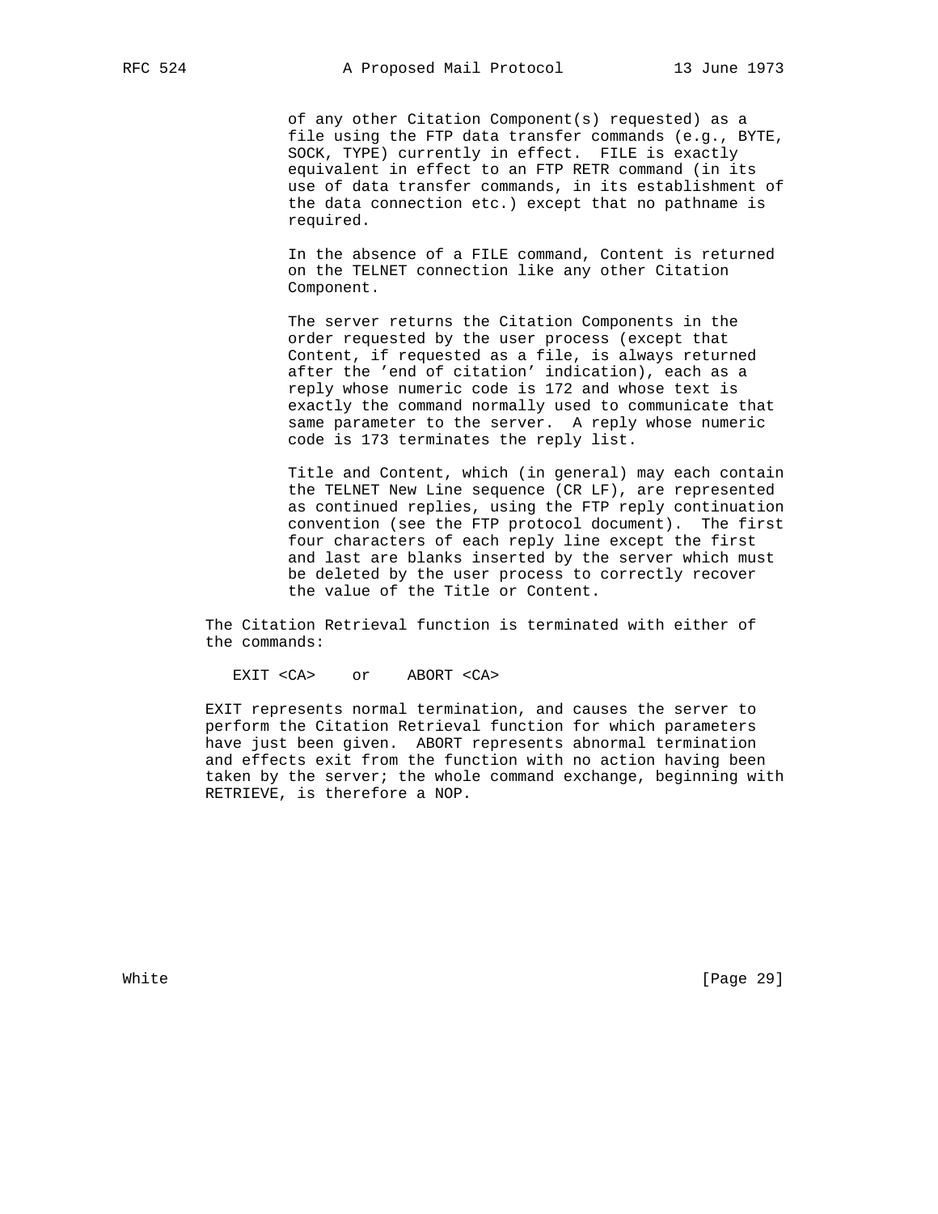of any other Citation Component(s) requested) as a file using the FTP data transfer commands (e.g., BYTE, SOCK, TYPE) currently in effect. FILE is exactly equivalent in effect to an FTP RETR command (in its use of data transfer commands, in its establishment of the data connection etc.) except that no pathname is required.

In the absence of a FILE command, Content is returned on the TELNET connection like any other Citation Component.

The server returns the Citation Components in the order requested by the user process (except that Content, if requested as a file, is always returned after the 'end of citation' indication), each as a reply whose numeric code is 172 and whose text is exactly the command normally used to communicate that same parameter to the server. A reply whose numeric code is 173 terminates the reply list.

Title and Content, which (in general) may each contain the TELNET New Line sequence (CR LF), are represented as continued replies, using the FTP reply continuation convention (see the FTP protocol document). The first four characters of each reply line except the first and last are blanks inserted by the server which must be deleted by the user process to correctly recover the value of the Title or Content.

The Citation Retrieval function is terminated with either of the commands:

```
EXIT <CA>    or    ABORT <CA>
```

EXIT represents normal termination, and causes the server to perform the Citation Retrieval function for which parameters have just been given. ABORT represents abnormal termination and effects exit from the function with no action having been taken by the server; the whole command exchange, beginning with RETRIEVE, is therefore a NOP.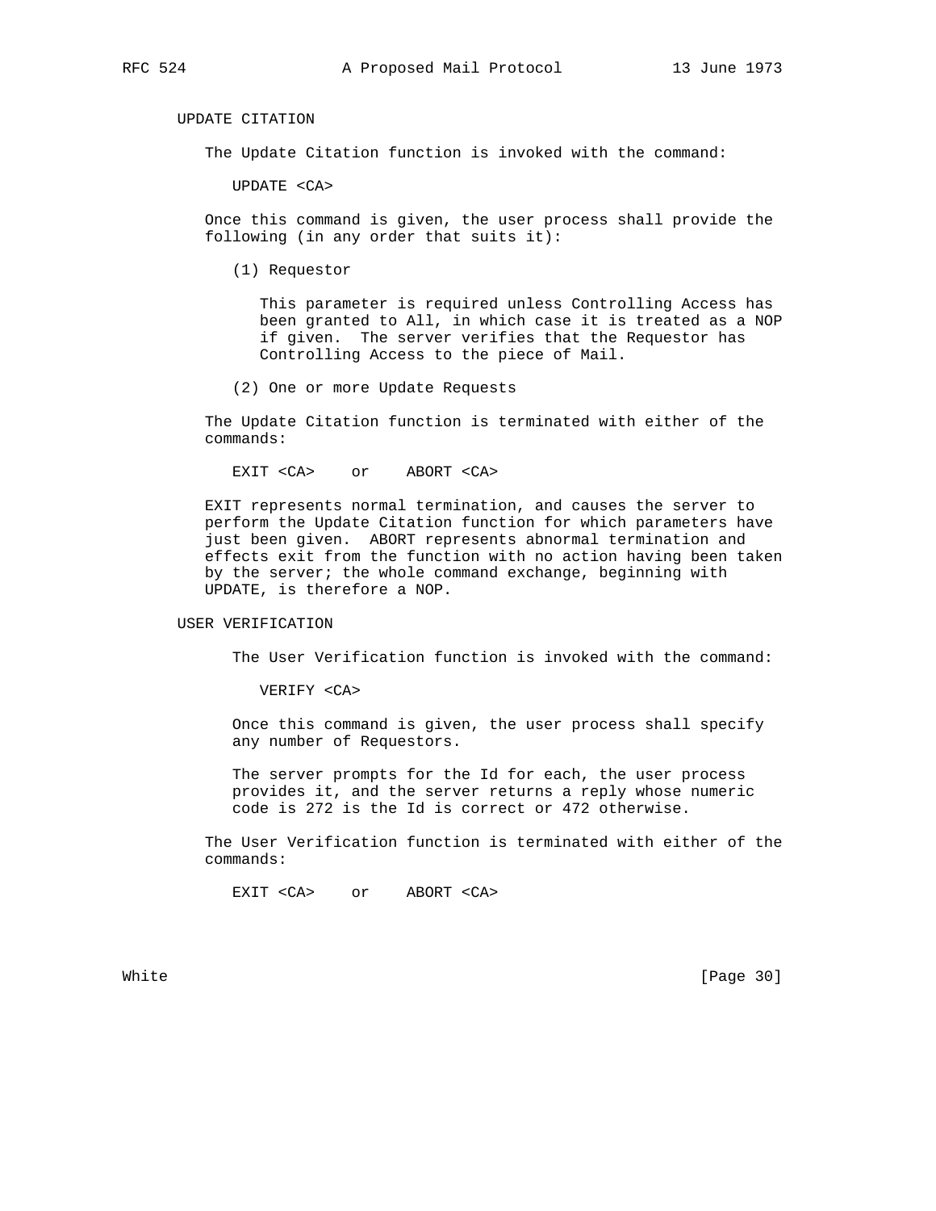### UPDATE CITATION

The Update Citation function is invoked with the command:

UPDATE <CA>

Once this command is given, the user process shall provide the following (in any order that suits it):

(1) Requestor

This parameter is required unless Controlling Access has been granted to All, in which case it is treated as a NOP if given. The server verifies that the Requestor has Controlling Access to the piece of Mail.

(2) One or more Update Requests

The Update Citation function is terminated with either of the commands:

EXIT <CA> or ABORT <CA>

EXIT represents normal termination, and causes the server to perform the Update Citation function for which parameters have just been given. ABORT represents abnormal termination and effects exit from the function with no action having been taken by the server; the whole command exchange, beginning with UPDATE, is therefore a NOP.

### USER VERIFICATION

The User Verification function is invoked with the command:

VERIFY <CA>

Once this command is given, the user process shall specify any number of Requestors.

The server prompts for the Id for each, the user process provides it, and the server returns a reply whose numeric code is 272 is the Id is correct or 472 otherwise.

The User Verification function is terminated with either of the commands:

EXIT <CA> or ABORT <CA>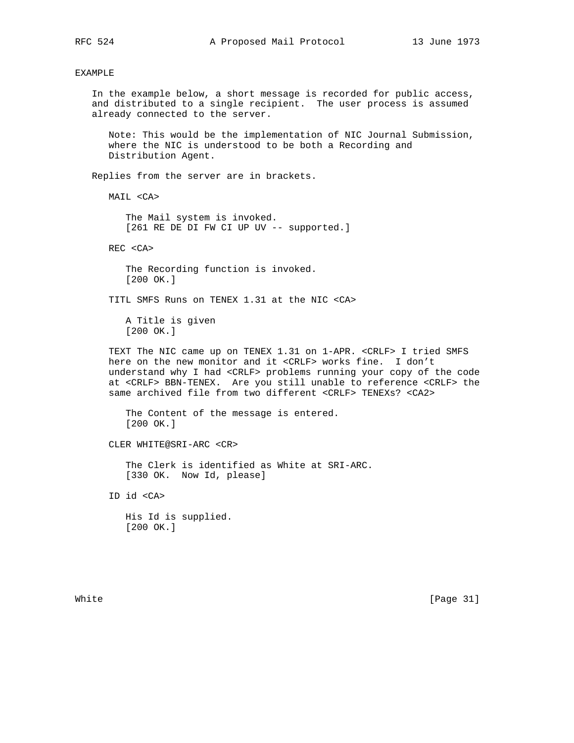EXAMPLE

In the example below, a short message is recorded for public access, and distributed to a single recipient. The user process is assumed already connected to the server.

Note: This would be the implementation of NIC Journal Submission, where the NIC is understood to be both a Recording and Distribution Agent.

Replies from the server are in brackets.

```
MAIL <CA>

   The Mail system is invoked.
   [261 RE DE DI FW CI UP UV -- supported.]

REC <CA>

   The Recording function is invoked.
   [200 OK.]

TITL SMFS Runs on TENEX 1.31 at the NIC <CA>

   A Title is given
   [200 OK.]

TEXT The NIC came up on TENEX 1.31 on 1-APR. <CRLF> I tried SMFS
here on the new monitor and it <CRLF> works fine.  I don't
understand why I had <CRLF> problems running your copy of the code
at <CRLF> BBN-TENEX.  Are you still unable to reference <CRLF> the
same archived file from two different <CRLF> TENEXs? <CA2>

   The Content of the message is entered.
   [200 OK.]

CLER WHITE@SRI-ARC <CR>

   The Clerk is identified as White at SRI-ARC.
   [330 OK.  Now Id, please]

ID id <CA>

   His Id is supplied.
   [200 OK.]
```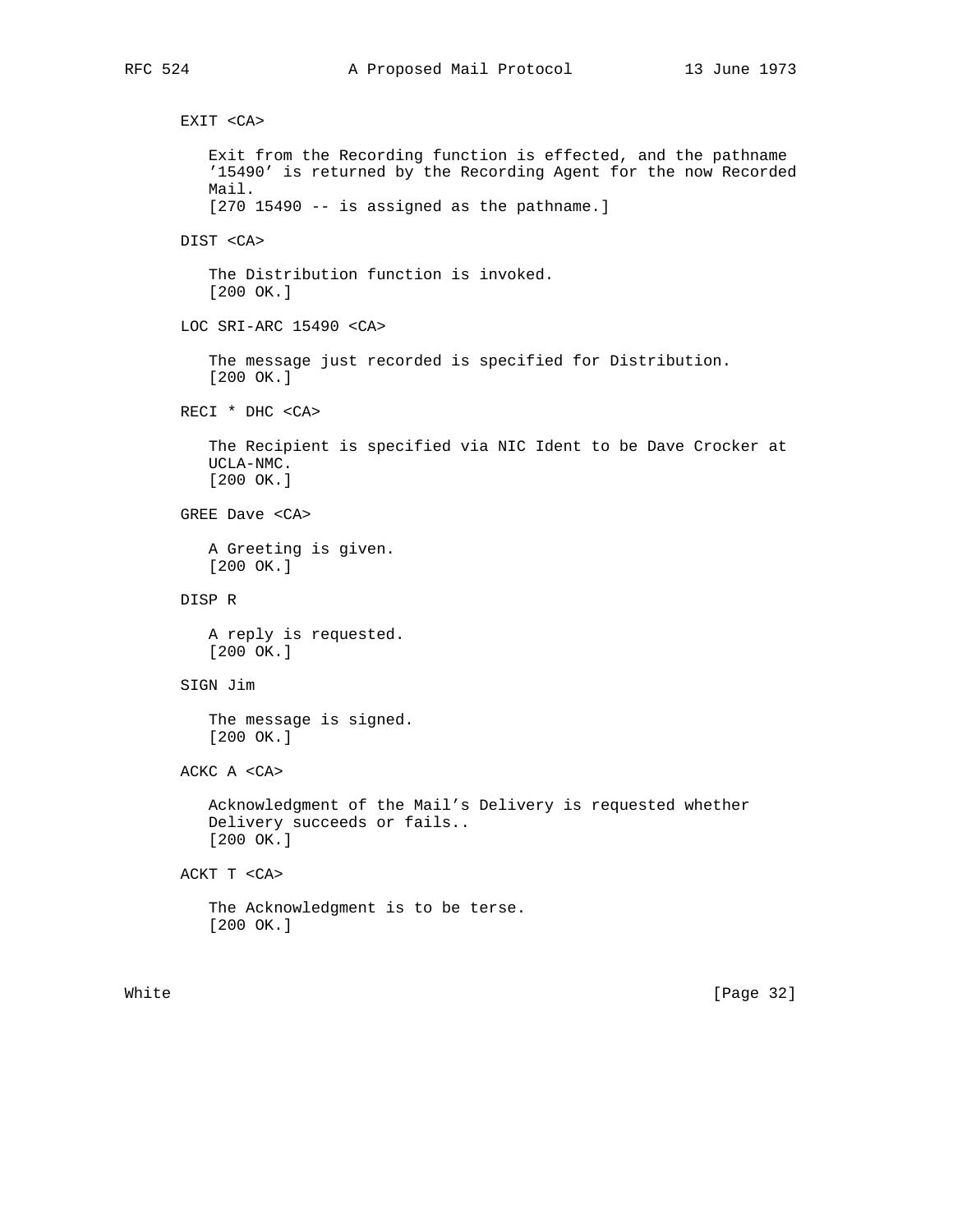EXIT <CA>

Exit from the Recording function is effected, and the pathname '15490' is returned by the Recording Agent for the now Recorded Mail.
[270 15490 -- is assigned as the pathname.]

DIST <CA>

The Distribution function is invoked.
[200 OK.]

LOC SRI-ARC 15490 <CA>

The message just recorded is specified for Distribution.
[200 OK.]

RECI * DHC <CA>

The Recipient is specified via NIC Ident to be Dave Crocker at UCLA-NMC.
[200 OK.]

GREE Dave <CA>

A Greeting is given.
[200 OK.]

DISP R

A reply is requested.
[200 OK.]

SIGN Jim

The message is signed.
[200 OK.]

ACKC A <CA>

Acknowledgment of the Mail's Delivery is requested whether Delivery succeeds or fails..
[200 OK.]

ACKT T <CA>

The Acknowledgment is to be terse.
[200 OK.]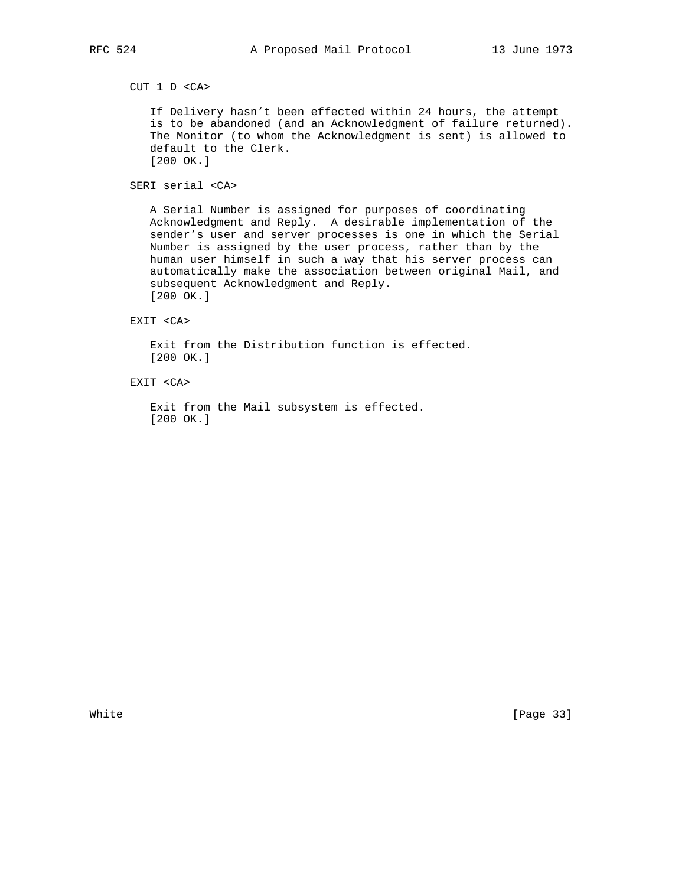CUT 1 D <CA>

If Delivery hasn't been effected within 24 hours, the attempt is to be abandoned (and an Acknowledgment of failure returned). The Monitor (to whom the Acknowledgment is sent) is allowed to default to the Clerk.
[200 OK.]

SERI serial <CA>

A Serial Number is assigned for purposes of coordinating Acknowledgment and Reply. A desirable implementation of the sender's user and server processes is one in which the Serial Number is assigned by the user process, rather than by the human user himself in such a way that his server process can automatically make the association between original Mail, and subsequent Acknowledgment and Reply.
[200 OK.]

EXIT <CA>

Exit from the Distribution function is effected.
[200 OK.]

EXIT <CA>

Exit from the Mail subsystem is effected.
[200 OK.]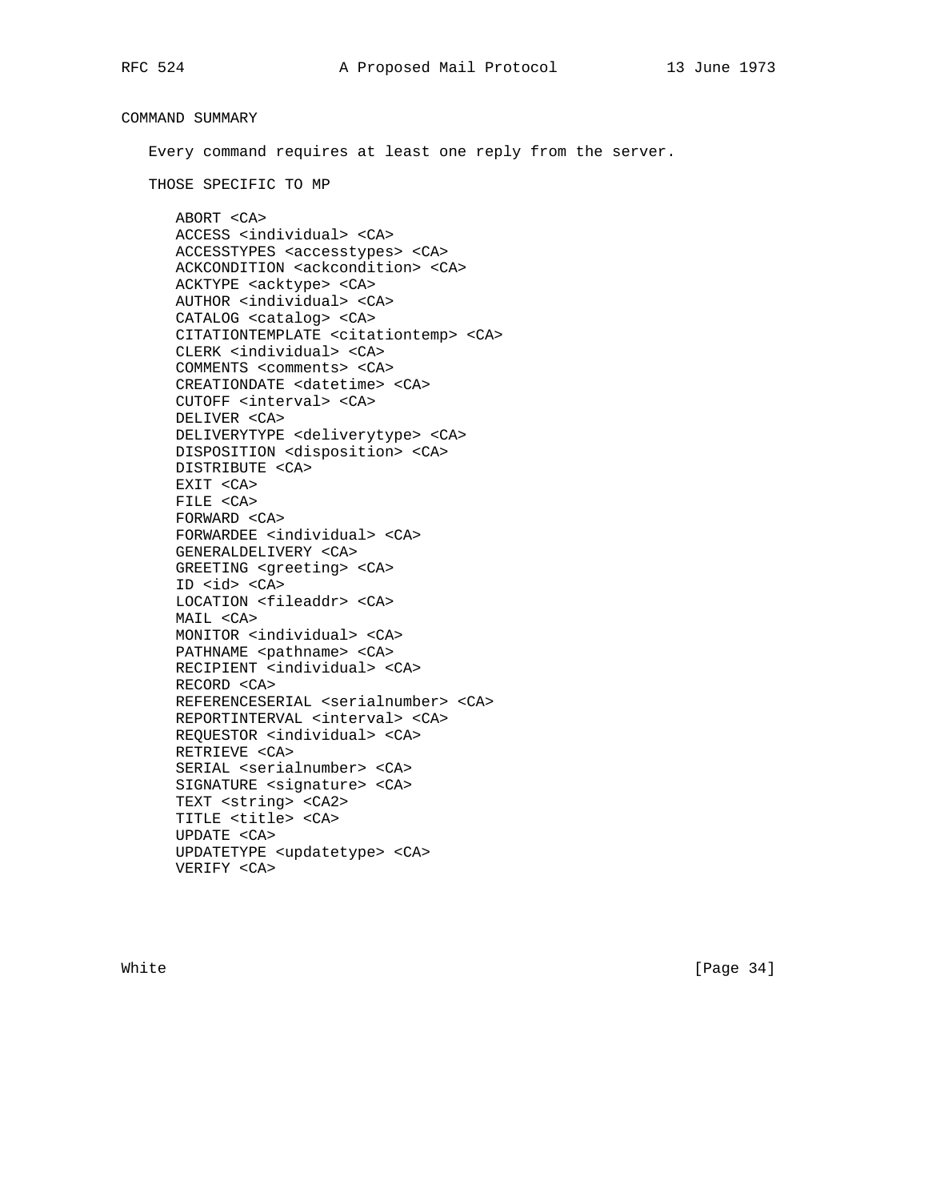## COMMAND SUMMARY

Every command requires at least one reply from the server.

### THOSE SPECIFIC TO MP

```
ABORT <CA>
ACCESS <individual> <CA>
ACCESSTYPES <accesstypes> <CA>
ACKCONDITION <ackcondition> <CA>
ACKTYPE <acktype> <CA>
AUTHOR <individual> <CA>
CATALOG <catalog> <CA>
CITATIONTEMPLATE <citationtemp> <CA>
CLERK <individual> <CA>
COMMENTS <comments> <CA>
CREATIONDATE <datetime> <CA>
CUTOFF <interval> <CA>
DELIVER <CA>
DELIVERYTYPE <deliverytype> <CA>
DISPOSITION <disposition> <CA>
DISTRIBUTE <CA>
EXIT <CA>
FILE <CA>
FORWARD <CA>
FORWARDEE <individual> <CA>
GENERALDELIVERY <CA>
GREETING <greeting> <CA>
ID <id> <CA>
LOCATION <fileaddr> <CA>
MAIL <CA>
MONITOR <individual> <CA>
PATHNAME <pathname> <CA>
RECIPIENT <individual> <CA>
RECORD <CA>
REFERENCESERIAL <serialnumber> <CA>
REPORTINTERVAL <interval> <CA>
REQUESTOR <individual> <CA>
RETRIEVE <CA>
SERIAL <serialnumber> <CA>
SIGNATURE <signature> <CA>
TEXT <string> <CA2>
TITLE <title> <CA>
UPDATE <CA>
UPDATETYPE <updatetype> <CA>
VERIFY <CA>
```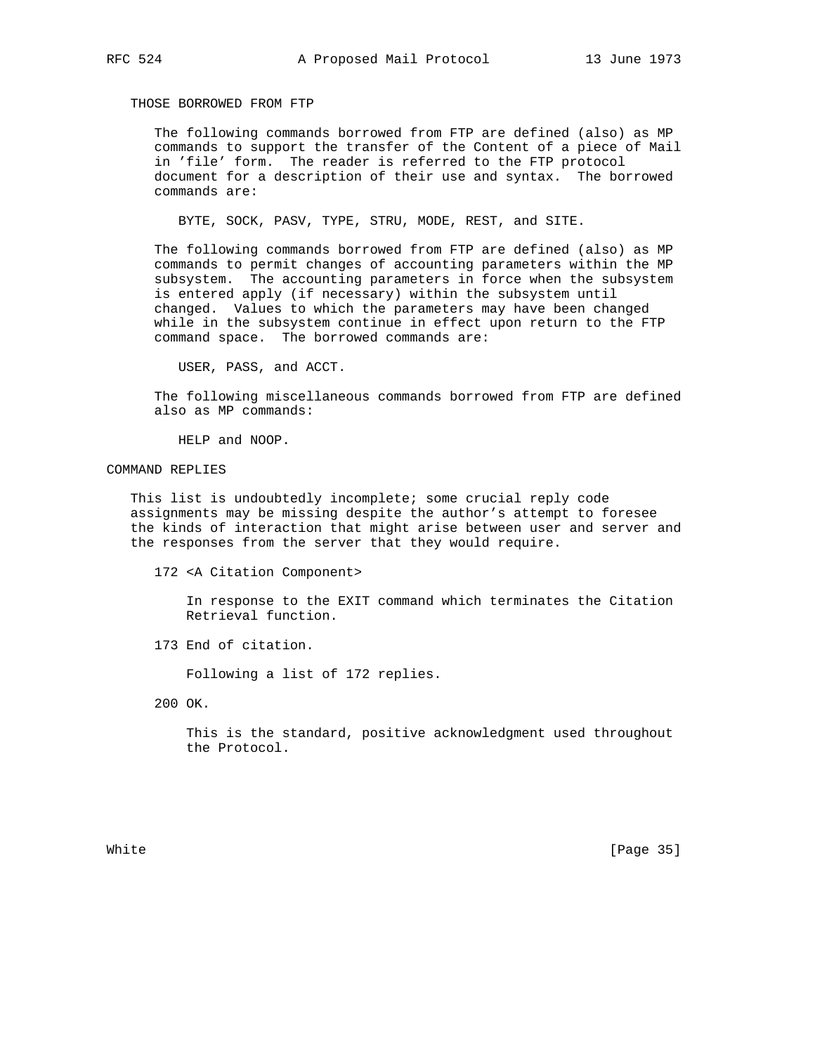### THOSE BORROWED FROM FTP

The following commands borrowed from FTP are defined (also) as MP commands to support the transfer of the Content of a piece of Mail in 'file' form. The reader is referred to the FTP protocol document for a description of their use and syntax. The borrowed commands are:

BYTE, SOCK, PASV, TYPE, STRU, MODE, REST, and SITE.

The following commands borrowed from FTP are defined (also) as MP commands to permit changes of accounting parameters within the MP subsystem. The accounting parameters in force when the subsystem is entered apply (if necessary) within the subsystem until changed. Values to which the parameters may have been changed while in the subsystem continue in effect upon return to the FTP command space. The borrowed commands are:

USER, PASS, and ACCT.

The following miscellaneous commands borrowed from FTP are defined also as MP commands:

HELP and NOOP.

## COMMAND REPLIES

This list is undoubtedly incomplete; some crucial reply code assignments may be missing despite the author's attempt to foresee the kinds of interaction that might arise between user and server and the responses from the server that they would require.

172 <A Citation Component>

In response to the EXIT command which terminates the Citation Retrieval function.

173 End of citation.

Following a list of 172 replies.

200 OK.

This is the standard, positive acknowledgment used throughout the Protocol.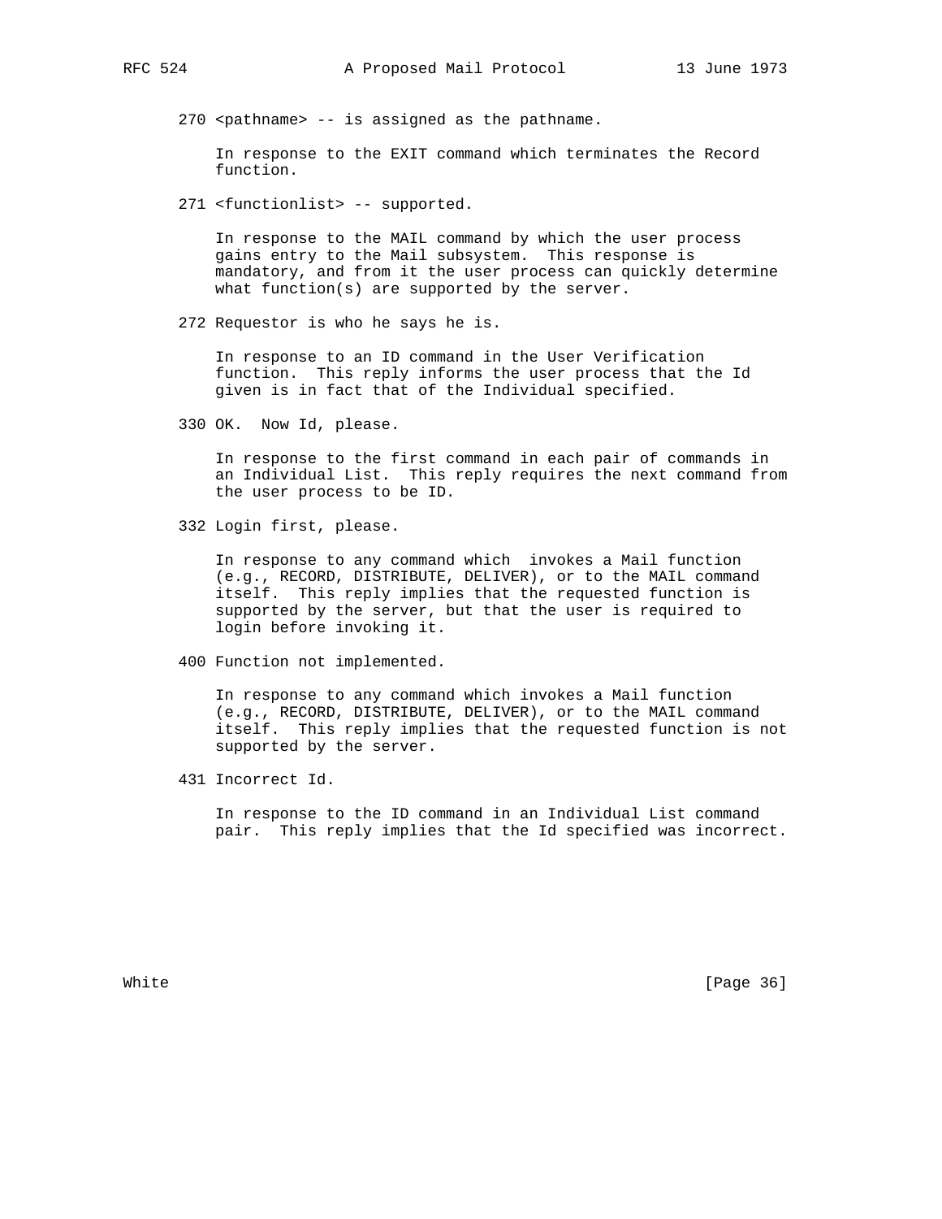270 <pathname> -- is assigned as the pathname.

In response to the EXIT command which terminates the Record function.

271 <functionlist> -- supported.

In response to the MAIL command by which the user process gains entry to the Mail subsystem. This response is mandatory, and from it the user process can quickly determine what function(s) are supported by the server.

272 Requestor is who he says he is.

In response to an ID command in the User Verification function. This reply informs the user process that the Id given is in fact that of the Individual specified.

330 OK. Now Id, please.

In response to the first command in each pair of commands in an Individual List. This reply requires the next command from the user process to be ID.

332 Login first, please.

In response to any command which invokes a Mail function (e.g., RECORD, DISTRIBUTE, DELIVER), or to the MAIL command itself. This reply implies that the requested function is supported by the server, but that the user is required to login before invoking it.

400 Function not implemented.

In response to any command which invokes a Mail function (e.g., RECORD, DISTRIBUTE, DELIVER), or to the MAIL command itself. This reply implies that the requested function is not supported by the server.

431 Incorrect Id.

In response to the ID command in an Individual List command pair. This reply implies that the Id specified was incorrect.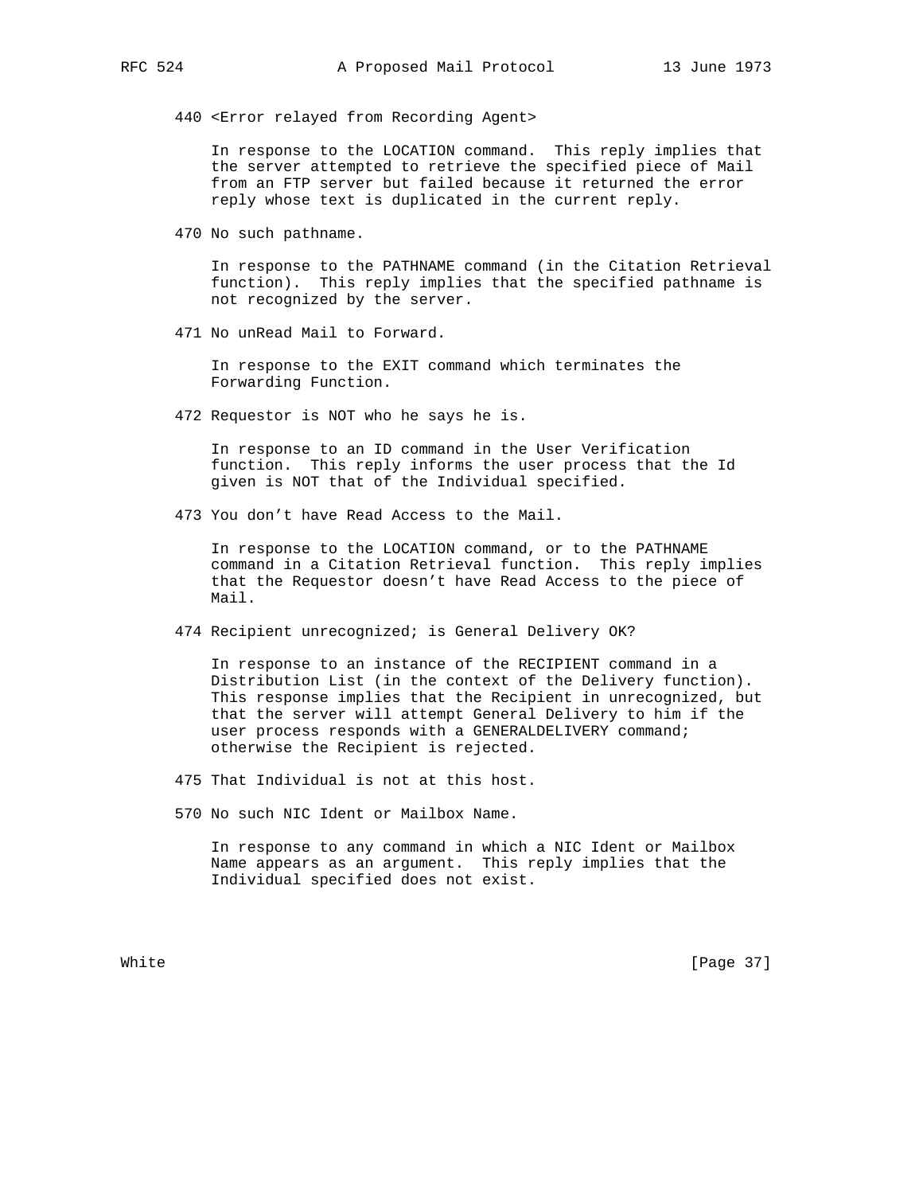440 <Error relayed from Recording Agent>

In response to the LOCATION command. This reply implies that the server attempted to retrieve the specified piece of Mail from an FTP server but failed because it returned the error reply whose text is duplicated in the current reply.

470 No such pathname.

In response to the PATHNAME command (in the Citation Retrieval function). This reply implies that the specified pathname is not recognized by the server.

471 No unRead Mail to Forward.

In response to the EXIT command which terminates the Forwarding Function.

472 Requestor is NOT who he says he is.

In response to an ID command in the User Verification function. This reply informs the user process that the Id given is NOT that of the Individual specified.

473 You don't have Read Access to the Mail.

In response to the LOCATION command, or to the PATHNAME command in a Citation Retrieval function. This reply implies that the Requestor doesn't have Read Access to the piece of Mail.

474 Recipient unrecognized; is General Delivery OK?

In response to an instance of the RECIPIENT command in a Distribution List (in the context of the Delivery function). This response implies that the Recipient in unrecognized, but that the server will attempt General Delivery to him if the user process responds with a GENERALDELIVERY command; otherwise the Recipient is rejected.

475 That Individual is not at this host.

570 No such NIC Ident or Mailbox Name.

In response to any command in which a NIC Ident or Mailbox Name appears as an argument. This reply implies that the Individual specified does not exist.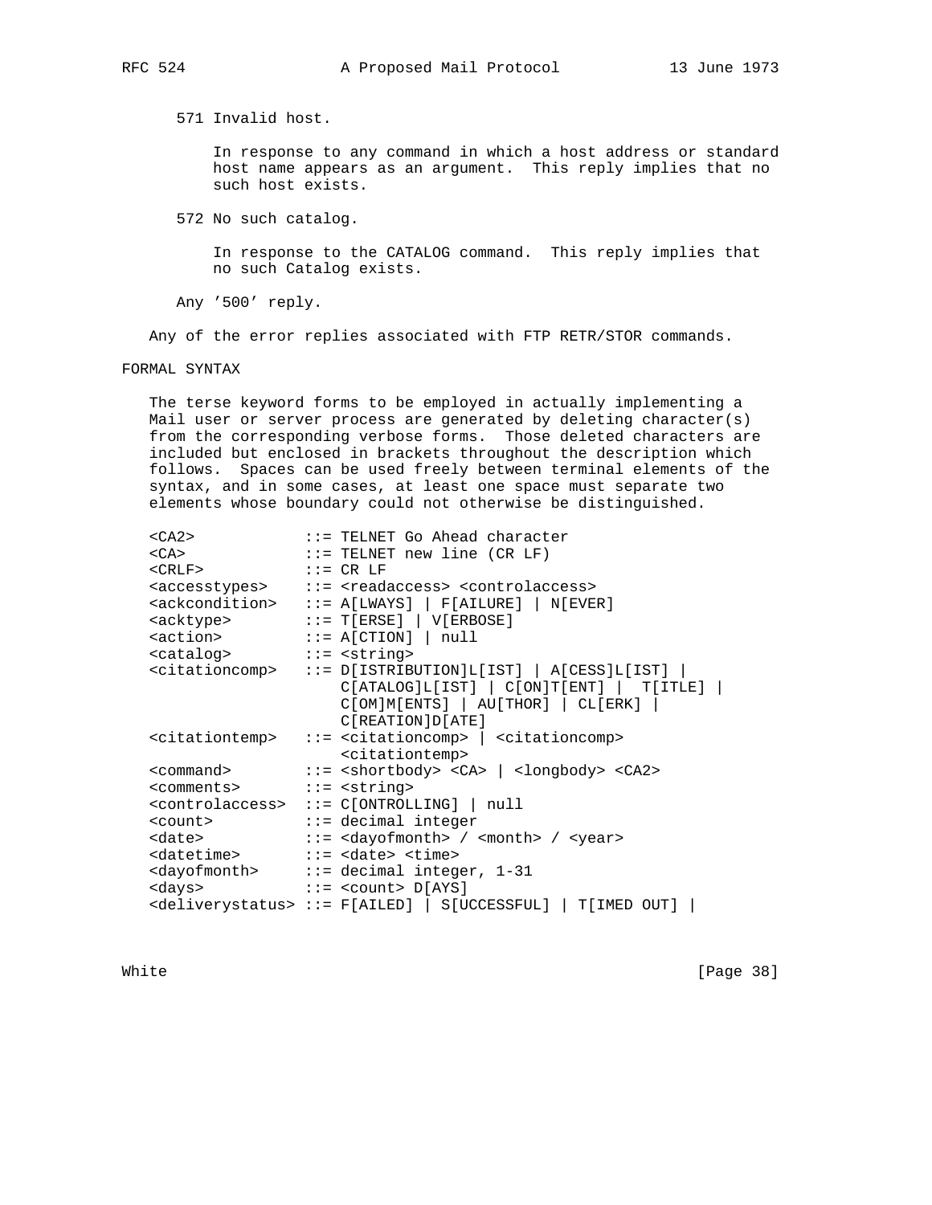571 Invalid host.

In response to any command in which a host address or standard host name appears as an argument. This reply implies that no such host exists.

572 No such catalog.

In response to the CATALOG command. This reply implies that no such Catalog exists.

Any '500' reply.

Any of the error replies associated with FTP RETR/STOR commands.

## FORMAL SYNTAX

The terse keyword forms to be employed in actually implementing a Mail user or server process are generated by deleting character(s) from the corresponding verbose forms. Those deleted characters are included but enclosed in brackets throughout the description which follows. Spaces can be used freely between terminal elements of the syntax, and in some cases, at least one space must separate two elements whose boundary could not otherwise be distinguished.

```
<CA2>            ::= TELNET Go Ahead character
<CA>             ::= TELNET new line (CR LF)
<CRLF>           ::= CR LF
<accesstypes>    ::= <readaccess> <controlaccess>
<ackcondition>   ::= A[LWAYS] | F[AILURE] | N[EVER]
<acktype>        ::= T[ERSE] | V[ERBOSE]
<action>         ::= A[CTION] | null
<catalog>        ::= <string>
<citationcomp>   ::= D[ISTRIBUTION]L[IST] | A[CESS]L[IST] |
                     C[ATALOG]L[IST] | C[ON]T[ENT] |  T[ITLE] |
                     C[OM]M[ENTS] | AU[THOR] | CL[ERK] |
                     C[REATION]D[ATE]
<citationtemp>   ::= <citationcomp> | <citationcomp>
                     <citationtemp>
<command>        ::= <shortbody> <CA> | <longbody> <CA2>
<comments>       ::= <string>
<controlaccess>  ::= C[ONTROLLING] | null
<count>          ::= decimal integer
<date>           ::= <dayofmonth> / <month> / <year>
<datetime>       ::= <date> <time>
<dayofmonth>     ::= decimal integer, 1-31
<days>           ::= <count> D[AYS]
<deliverystatus> ::= F[AILED] | S[UCCESSFUL] | T[IMED OUT] |
```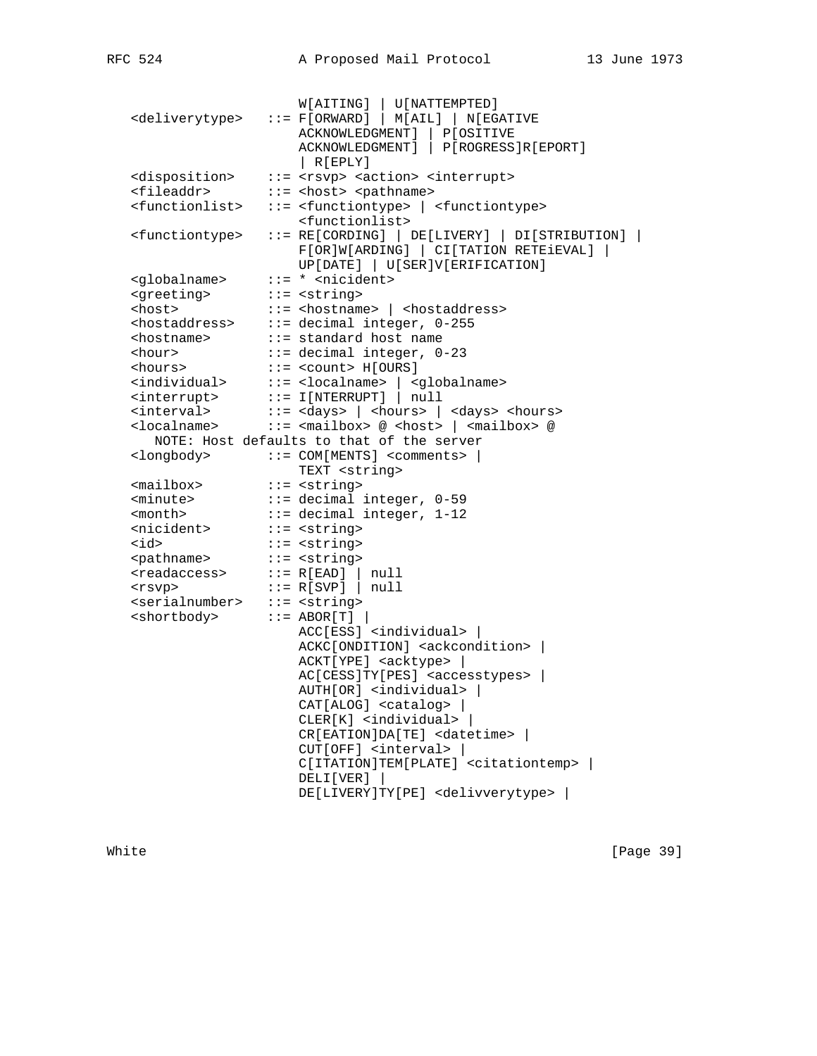```
                       W[AITING] | U[NATTEMPTED]
   <deliverytype>   ::= F[ORWARD] | M[AIL] | N[EGATIVE
                       ACKNOWLEDGMENT] | P[OSITIVE
                       ACKNOWLEDGMENT] | P[ROGRESS]R[EPORT]
                       | R[EPLY]
   <disposition>    ::= <rsvp> <action> <interrupt>
   <fileaddr>       ::= <host> <pathname>
   <functionlist>   ::= <functiontype> | <functiontype>
                       <functionlist>
   <functiontype>   ::= RE[CORDING] | DE[LIVERY] | DI[STRIBUTION] |
                       F[OR]W[ARDING] | CI[TATION RETEiEVAL] |
                       UP[DATE] | U[SER]V[ERIFICATION]
   <globalname>     ::= * <nicident>
   <greeting>       ::= <string>
   <host>           ::= <hostname> | <hostaddress>
   <hostaddress>    ::= decimal integer, 0-255
   <hostname>       ::= standard host name
   <hour>           ::= decimal integer, 0-23
   <hours>          ::= <count> H[OURS]
   <individual>     ::= <localname> | <globalname>
   <interrupt>      ::= I[NTERRUPT] | null
   <interval>       ::= <days> | <hours> | <days> <hours>
   <localname>      ::= <mailbox> @ <host> | <mailbox> @
      NOTE: Host defaults to that of the server
   <longbody>       ::= COM[MENTS] <comments> |
                       TEXT <string>
   <mailbox>        ::= <string>
   <minute>         ::= decimal integer, 0-59
   <month>          ::= decimal integer, 1-12
   <nicident>       ::= <string>
   <id>             ::= <string>
   <pathname>       ::= <string>
   <readaccess>     ::= R[EAD] | null
   <rsvp>           ::= R[SVP] | null
   <serialnumber>   ::= <string>
   <shortbody>      ::= ABOR[T] |
                       ACC[ESS] <individual> |
                       ACKC[ONDITION] <ackcondition> |
                       ACKT[YPE] <acktype> |
                       AC[CESS]TY[PES] <accesstypes> |
                       AUTH[OR] <individual> |
                       CAT[ALOG] <catalog> |
                       CLER[K] <individual> |
                       CR[EATION]DA[TE] <datetime> |
                       CUT[OFF] <interval> |
                       C[ITATION]TEM[PLATE] <citationtemp> |
                       DELI[VER] |
                       DE[LIVERY]TY[PE] <delivverytype> |
```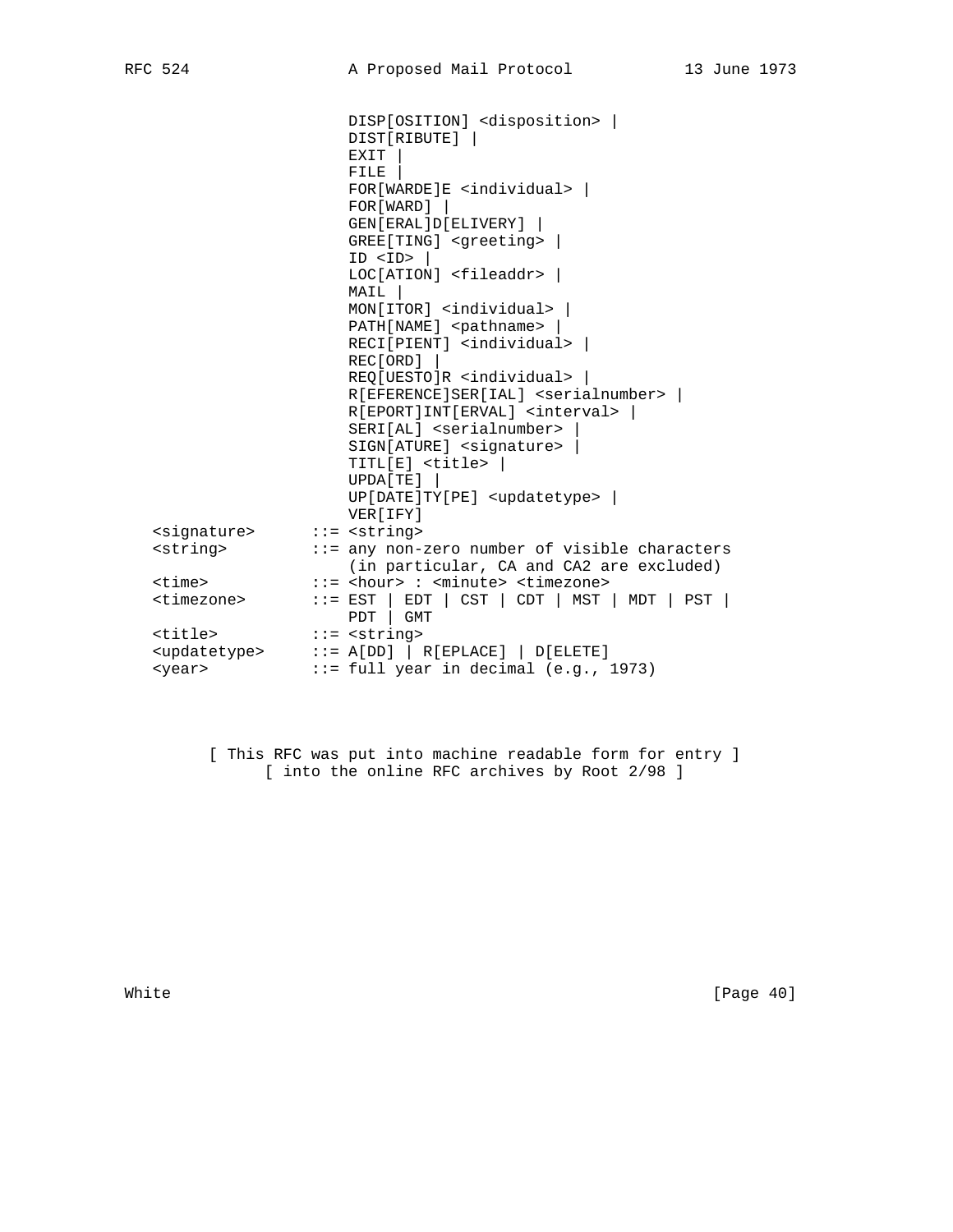```
                       DISP[OSITION] <disposition> |
                       DIST[RIBUTE] |
                       EXIT |
                       FILE |
                       FOR[WARDE]E <individual> |
                       FOR[WARD] |
                       GEN[ERAL]D[ELIVERY] |
                       GREE[TING] <greeting> |
                       ID <ID> |
                       LOC[ATION] <fileaddr> |
                       MAIL |
                       MON[ITOR] <individual> |
                       PATH[NAME] <pathname> |
                       RECI[PIENT] <individual> |
                       REC[ORD] |
                       REQ[UESTO]R <individual> |
                       R[EFERENCE]SER[IAL] <serialnumber> |
                       R[EPORT]INT[ERVAL] <interval> |
                       SERI[AL] <serialnumber> |
                       SIGN[ATURE] <signature> |
                       TITL[E] <title> |
                       UPDA[TE] |
                       UP[DATE]TY[PE] <updatetype> |
                       VER[IFY]
   <signature>      ::= <string>
   <string>         ::= any non-zero number of visible characters
                       (in particular, CA and CA2 are excluded)
   <time>           ::= <hour> : <minute> <timezone>
   <timezone>       ::= EST | EDT | CST | CDT | MST | MDT | PST |
                       PDT | GMT
   <title>          ::= <string>
   <updatetype>     ::= A[DD] | R[EPLACE] | D[ELETE]
   <year>           ::= full year in decimal (e.g., 1973)
```

[ This RFC was put into machine readable form for entry ]
[ into the online RFC archives by Root 2/98 ]